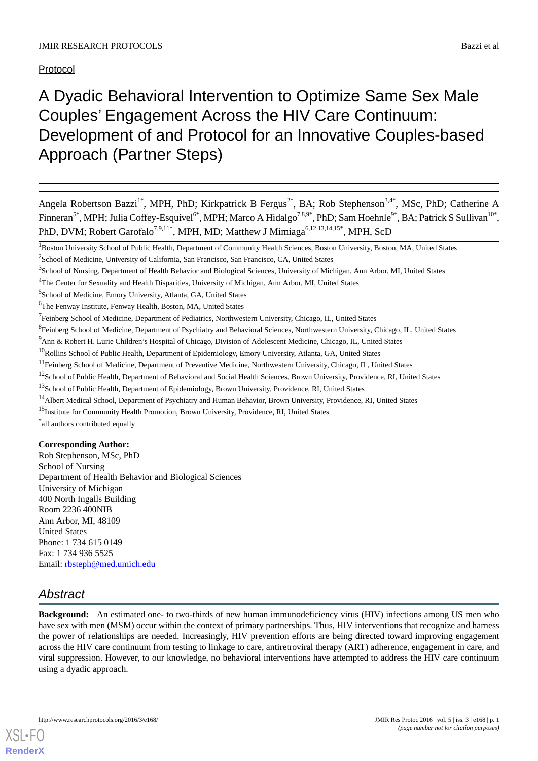Protocol

# A Dyadic Behavioral Intervention to Optimize Same Sex Male Couples' Engagement Across the HIV Care Continuum: Development of and Protocol for an Innovative Couples-based Approach (Partner Steps)

Angela Robertson Bazzi[1*], MPH, PhD; Kirkpatrick B Fergus[2*], BA; Rob Stephenson[3,4*], MSc, PhD; Catherine A Finneran[5*], MPH; Julia Coffey-Esquivel[6*], MPH; Marco A Hidalgo[7,8,9*], PhD; Sam Hoehnle[9*], BA; Patrick S Sullivan[10*], PhD, DVM; Robert Garofalo[7,9,11*], MPH, MD; Matthew J Mimiaga[6,12,13,14,15*], MPH, ScD

[1]Boston University School of Public Health, Department of Community Health Sciences, Boston University, Boston, MA, United States

[2]School of Medicine, University of California, San Francisco, San Francisco, CA, United States

[3]School of Nursing, Department of Health Behavior and Biological Sciences, University of Michigan, Ann Arbor, MI, United States

[4]The Center for Sexuality and Health Disparities, University of Michigan, Ann Arbor, MI, United States

[5]School of Medicine, Emory University, Atlanta, GA, United States

[6]The Fenway Institute, Fenway Health, Boston, MA, United States

[7]Feinberg School of Medicine, Department of Pediatrics, Northwestern University, Chicago, IL, United States

[8]Feinberg School of Medicine, Department of Psychiatry and Behavioral Sciences, Northwestern University, Chicago, IL, United States

[9]Ann & Robert H. Lurie Children's Hospital of Chicago, Division of Adolescent Medicine, Chicago, IL, United States

[10]Rollins School of Public Health, Department of Epidemiology, Emory University, Atlanta, GA, United States

[11]Feinberg School of Medicine, Department of Preventive Medicine, Northwestern University, Chicago, IL, United States

[12]School of Public Health, Department of Behavioral and Social Health Sciences, Brown University, Providence, RI, United States

[13]School of Public Health, Department of Epidemiology, Brown University, Providence, RI, United States

[14]Albert Medical School, Department of Psychiatry and Human Behavior, Brown University, Providence, RI, United States

[15]Institute for Community Health Promotion, Brown University, Providence, RI, United States

*all authors contributed equally

**Corresponding Author:**
Rob Stephenson, MSc, PhD
School of Nursing
Department of Health Behavior and Biological Sciences
University of Michigan
400 North Ingalls Building
Room 2236 400NIB
Ann Arbor, MI, 48109
United States
Phone: 1 734 615 0149
Fax: 1 734 936 5525
Email: rbsteph@med.umich.edu

## Abstract

**Background:** An estimated one- to two-thirds of new human immunodeficiency virus (HIV) infections among US men who have sex with men (MSM) occur within the context of primary partnerships. Thus, HIV interventions that recognize and harness the power of relationships are needed. Increasingly, HIV prevention efforts are being directed toward improving engagement across the HIV care continuum from testing to linkage to care, antiretroviral therapy (ART) adherence, engagement in care, and viral suppression. However, to our knowledge, no behavioral interventions have attempted to address the HIV care continuum using a dyadic approach.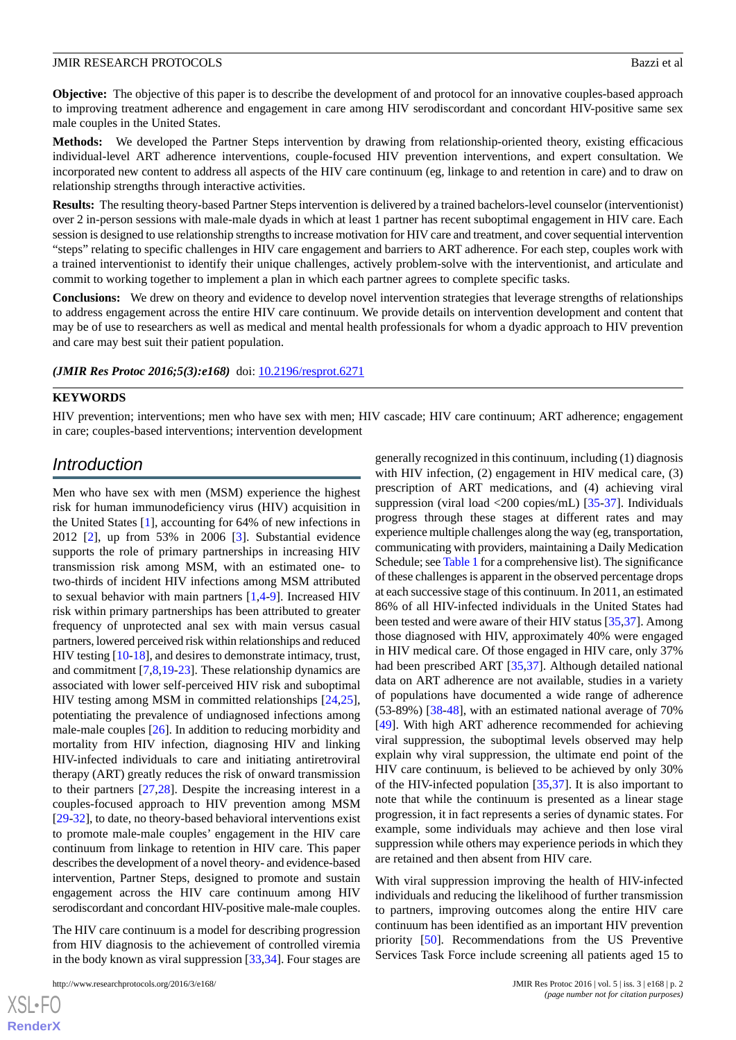**Objective:** The objective of this paper is to describe the development of and protocol for an innovative couples-based approach to improving treatment adherence and engagement in care among HIV serodiscordant and concordant HIV-positive same sex male couples in the United States.

**Methods:** We developed the Partner Steps intervention by drawing from relationship-oriented theory, existing efficacious individual-level ART adherence interventions, couple-focused HIV prevention interventions, and expert consultation. We incorporated new content to address all aspects of the HIV care continuum (eg, linkage to and retention in care) and to draw on relationship strengths through interactive activities.

**Results:** The resulting theory-based Partner Steps intervention is delivered by a trained bachelors-level counselor (interventionist) over 2 in-person sessions with male-male dyads in which at least 1 partner has recent suboptimal engagement in HIV care. Each session is designed to use relationship strengths to increase motivation for HIV care and treatment, and cover sequential intervention "steps" relating to specific challenges in HIV care engagement and barriers to ART adherence. For each step, couples work with a trained interventionist to identify their unique challenges, actively problem-solve with the interventionist, and articulate and commit to working together to implement a plan in which each partner agrees to complete specific tasks.

**Conclusions:** We drew on theory and evidence to develop novel intervention strategies that leverage strengths of relationships to address engagement across the entire HIV care continuum. We provide details on intervention development and content that may be of use to researchers as well as medical and mental health professionals for whom a dyadic approach to HIV prevention and care may best suit their patient population.

***(JMIR Res Protoc 2016;5(3):e168)*** doi: 10.2196/resprot.6271

**KEYWORDS**

HIV prevention; interventions; men who have sex with men; HIV cascade; HIV care continuum; ART adherence; engagement in care; couples-based interventions; intervention development

## Introduction

Men who have sex with men (MSM) experience the highest risk for human immunodeficiency virus (HIV) acquisition in the United States [1], accounting for 64% of new infections in 2012 [2], up from 53% in 2006 [3]. Substantial evidence supports the role of primary partnerships in increasing HIV transmission risk among MSM, with an estimated one- to two-thirds of incident HIV infections among MSM attributed to sexual behavior with main partners [1,4-9]. Increased HIV risk within primary partnerships has been attributed to greater frequency of unprotected anal sex with main versus casual partners, lowered perceived risk within relationships and reduced HIV testing [10-18], and desires to demonstrate intimacy, trust, and commitment [7,8,19-23]. These relationship dynamics are associated with lower self-perceived HIV risk and suboptimal HIV testing among MSM in committed relationships [24,25], potentiating the prevalence of undiagnosed infections among male-male couples [26]. In addition to reducing morbidity and mortality from HIV infection, diagnosing HIV and linking HIV-infected individuals to care and initiating antiretroviral therapy (ART) greatly reduces the risk of onward transmission to their partners [27,28]. Despite the increasing interest in a couples-focused approach to HIV prevention among MSM [29-32], to date, no theory-based behavioral interventions exist to promote male-male couples' engagement in the HIV care continuum from linkage to retention in HIV care. This paper describes the development of a novel theory- and evidence-based intervention, Partner Steps, designed to promote and sustain engagement across the HIV care continuum among HIV serodiscordant and concordant HIV-positive male-male couples.

The HIV care continuum is a model for describing progression from HIV diagnosis to the achievement of controlled viremia in the body known as viral suppression [33,34]. Four stages are generally recognized in this continuum, including (1) diagnosis with HIV infection, (2) engagement in HIV medical care, (3) prescription of ART medications, and (4) achieving viral suppression (viral load <200 copies/mL) [35-37]. Individuals progress through these stages at different rates and may experience multiple challenges along the way (eg, transportation, communicating with providers, maintaining a Daily Medication Schedule; see Table 1 for a comprehensive list). The significance of these challenges is apparent in the observed percentage drops at each successive stage of this continuum. In 2011, an estimated 86% of all HIV-infected individuals in the United States had been tested and were aware of their HIV status [35,37]. Among those diagnosed with HIV, approximately 40% were engaged in HIV medical care. Of those engaged in HIV care, only 37% had been prescribed ART [35,37]. Although detailed national data on ART adherence are not available, studies in a variety of populations have documented a wide range of adherence (53-89%) [38-48], with an estimated national average of 70% [49]. With high ART adherence recommended for achieving viral suppression, the suboptimal levels observed may help explain why viral suppression, the ultimate end point of the HIV care continuum, is believed to be achieved by only 30% of the HIV-infected population [35,37]. It is also important to note that while the continuum is presented as a linear stage progression, it in fact represents a series of dynamic states. For example, some individuals may achieve and then lose viral suppression while others may experience periods in which they are retained and then absent from HIV care.

With viral suppression improving the health of HIV-infected individuals and reducing the likelihood of further transmission to partners, improving outcomes along the entire HIV care continuum has been identified as an important HIV prevention priority [50]. Recommendations from the US Preventive Services Task Force include screening all patients aged 15 to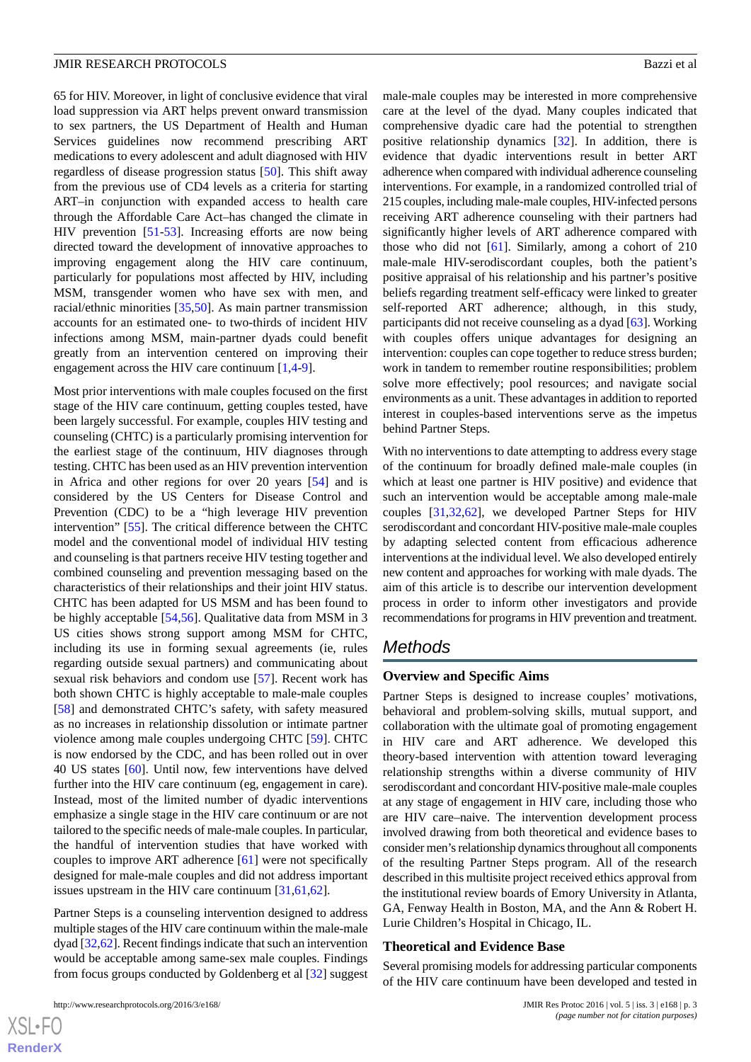65 for HIV. Moreover, in light of conclusive evidence that viral load suppression via ART helps prevent onward transmission to sex partners, the US Department of Health and Human Services guidelines now recommend prescribing ART medications to every adolescent and adult diagnosed with HIV regardless of disease progression status [50]. This shift away from the previous use of CD4 levels as a criteria for starting ART–in conjunction with expanded access to health care through the Affordable Care Act–has changed the climate in HIV prevention [51-53]. Increasing efforts are now being directed toward the development of innovative approaches to improving engagement along the HIV care continuum, particularly for populations most affected by HIV, including MSM, transgender women who have sex with men, and racial/ethnic minorities [35,50]. As main partner transmission accounts for an estimated one- to two-thirds of incident HIV infections among MSM, main-partner dyads could benefit greatly from an intervention centered on improving their engagement across the HIV care continuum [1,4-9].

Most prior interventions with male couples focused on the first stage of the HIV care continuum, getting couples tested, have been largely successful. For example, couples HIV testing and counseling (CHTC) is a particularly promising intervention for the earliest stage of the continuum, HIV diagnoses through testing. CHTC has been used as an HIV prevention intervention in Africa and other regions for over 20 years [54] and is considered by the US Centers for Disease Control and Prevention (CDC) to be a "high leverage HIV prevention intervention" [55]. The critical difference between the CHTC model and the conventional model of individual HIV testing and counseling is that partners receive HIV testing together and combined counseling and prevention messaging based on the characteristics of their relationships and their joint HIV status. CHTC has been adapted for US MSM and has been found to be highly acceptable [54,56]. Qualitative data from MSM in 3 US cities shows strong support among MSM for CHTC, including its use in forming sexual agreements (ie, rules regarding outside sexual partners) and communicating about sexual risk behaviors and condom use [57]. Recent work has both shown CHTC is highly acceptable to male-male couples [58] and demonstrated CHTC's safety, with safety measured as no increases in relationship dissolution or intimate partner violence among male couples undergoing CHTC [59]. CHTC is now endorsed by the CDC, and has been rolled out in over 40 US states [60]. Until now, few interventions have delved further into the HIV care continuum (eg, engagement in care). Instead, most of the limited number of dyadic interventions emphasize a single stage in the HIV care continuum or are not tailored to the specific needs of male-male couples. In particular, the handful of intervention studies that have worked with couples to improve ART adherence [61] were not specifically designed for male-male couples and did not address important issues upstream in the HIV care continuum [31,61,62].

Partner Steps is a counseling intervention designed to address multiple stages of the HIV care continuum within the male-male dyad [32,62]. Recent findings indicate that such an intervention would be acceptable among same-sex male couples. Findings from focus groups conducted by Goldenberg et al [32] suggest male-male couples may be interested in more comprehensive care at the level of the dyad. Many couples indicated that comprehensive dyadic care had the potential to strengthen positive relationship dynamics [32]. In addition, there is evidence that dyadic interventions result in better ART adherence when compared with individual adherence counseling interventions. For example, in a randomized controlled trial of 215 couples, including male-male couples, HIV-infected persons receiving ART adherence counseling with their partners had significantly higher levels of ART adherence compared with those who did not [61]. Similarly, among a cohort of 210 male-male HIV-serodiscordant couples, both the patient's positive appraisal of his relationship and his partner's positive beliefs regarding treatment self-efficacy were linked to greater self-reported ART adherence; although, in this study, participants did not receive counseling as a dyad [63]. Working with couples offers unique advantages for designing an intervention: couples can cope together to reduce stress burden; work in tandem to remember routine responsibilities; problem solve more effectively; pool resources; and navigate social environments as a unit. These advantages in addition to reported interest in couples-based interventions serve as the impetus behind Partner Steps.

With no interventions to date attempting to address every stage of the continuum for broadly defined male-male couples (in which at least one partner is HIV positive) and evidence that such an intervention would be acceptable among male-male couples [31,32,62], we developed Partner Steps for HIV serodiscordant and concordant HIV-positive male-male couples by adapting selected content from efficacious adherence interventions at the individual level. We also developed entirely new content and approaches for working with male dyads. The aim of this article is to describe our intervention development process in order to inform other investigators and provide recommendations for programs in HIV prevention and treatment.

## Methods

### Overview and Specific Aims

Partner Steps is designed to increase couples' motivations, behavioral and problem-solving skills, mutual support, and collaboration with the ultimate goal of promoting engagement in HIV care and ART adherence. We developed this theory-based intervention with attention toward leveraging relationship strengths within a diverse community of HIV serodiscordant and concordant HIV-positive male-male couples at any stage of engagement in HIV care, including those who are HIV care–naive. The intervention development process involved drawing from both theoretical and evidence bases to consider men's relationship dynamics throughout all components of the resulting Partner Steps program. All of the research described in this multisite project received ethics approval from the institutional review boards of Emory University in Atlanta, GA, Fenway Health in Boston, MA, and the Ann & Robert H. Lurie Children's Hospital in Chicago, IL.

### Theoretical and Evidence Base

Several promising models for addressing particular components of the HIV care continuum have been developed and tested in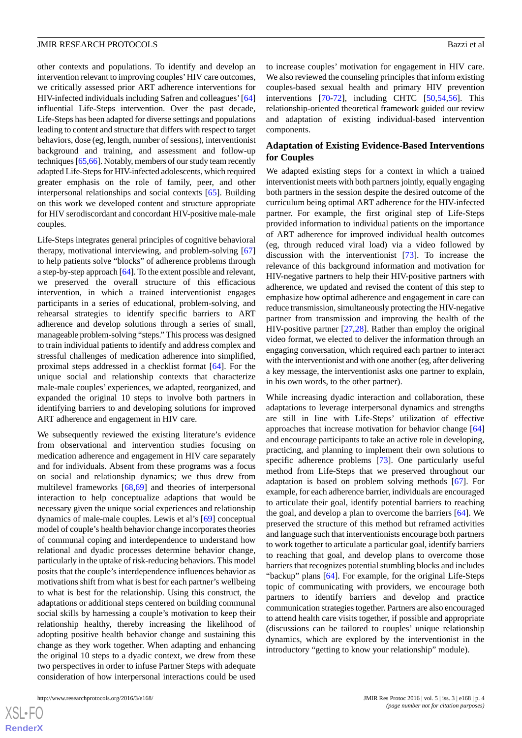other contexts and populations. To identify and develop an intervention relevant to improving couples' HIV care outcomes, we critically assessed prior ART adherence interventions for HIV-infected individuals including Safren and colleagues' [64] influential Life-Steps intervention. Over the past decade, Life-Steps has been adapted for diverse settings and populations leading to content and structure that differs with respect to target behaviors, dose (eg, length, number of sessions), interventionist background and training, and assessment and follow-up techniques [65,66]. Notably, members of our study team recently adapted Life-Steps for HIV-infected adolescents, which required greater emphasis on the role of family, peer, and other interpersonal relationships and social contexts [65]. Building on this work we developed content and structure appropriate for HIV serodiscordant and concordant HIV-positive male-male couples.

Life-Steps integrates general principles of cognitive behavioral therapy, motivational interviewing, and problem-solving [67] to help patients solve "blocks" of adherence problems through a step-by-step approach [64]. To the extent possible and relevant, we preserved the overall structure of this efficacious intervention, in which a trained interventionist engages participants in a series of educational, problem-solving, and rehearsal strategies to identify specific barriers to ART adherence and develop solutions through a series of small, manageable problem-solving "steps." This process was designed to train individual patients to identify and address complex and stressful challenges of medication adherence into simplified, proximal steps addressed in a checklist format [64]. For the unique social and relationship contexts that characterize male-male couples' experiences, we adapted, reorganized, and expanded the original 10 steps to involve both partners in identifying barriers to and developing solutions for improved ART adherence and engagement in HIV care.

We subsequently reviewed the existing literature's evidence from observational and intervention studies focusing on medication adherence and engagement in HIV care separately and for individuals. Absent from these programs was a focus on social and relationship dynamics; we thus drew from multilevel frameworks [68,69] and theories of interpersonal interaction to help conceptualize adaptions that would be necessary given the unique social experiences and relationship dynamics of male-male couples. Lewis et al's [69] conceptual model of couple's health behavior change incorporates theories of communal coping and interdependence to understand how relational and dyadic processes determine behavior change, particularly in the uptake of risk-reducing behaviors. This model posits that the couple's interdependence influences behavior as motivations shift from what is best for each partner's wellbeing to what is best for the relationship. Using this construct, the adaptations or additional steps centered on building communal social skills by harnessing a couple's motivation to keep their relationship healthy, thereby increasing the likelihood of adopting positive health behavior change and sustaining this change as they work together. When adapting and enhancing the original 10 steps to a dyadic context, we drew from these two perspectives in order to infuse Partner Steps with adequate consideration of how interpersonal interactions could be used to increase couples' motivation for engagement in HIV care. We also reviewed the counseling principles that inform existing couples-based sexual health and primary HIV prevention interventions [70-72], including CHTC [50,54,56]. This relationship-oriented theoretical framework guided our review and adaptation of existing individual-based intervention components.

## Adaptation of Existing Evidence-Based Interventions for Couples

We adapted existing steps for a context in which a trained interventionist meets with both partners jointly, equally engaging both partners in the session despite the desired outcome of the curriculum being optimal ART adherence for the HIV-infected partner. For example, the first original step of Life-Steps provided information to individual patients on the importance of ART adherence for improved individual health outcomes (eg, through reduced viral load) via a video followed by discussion with the interventionist [73]. To increase the relevance of this background information and motivation for HIV-negative partners to help their HIV-positive partners with adherence, we updated and revised the content of this step to emphasize how optimal adherence and engagement in care can reduce transmission, simultaneously protecting the HIV-negative partner from transmission and improving the health of the HIV-positive partner [27,28]. Rather than employ the original video format, we elected to deliver the information through an engaging conversation, which required each partner to interact with the interventionist and with one another (eg, after delivering a key message, the interventionist asks one partner to explain, in his own words, to the other partner).

While increasing dyadic interaction and collaboration, these adaptations to leverage interpersonal dynamics and strengths are still in line with Life-Steps' utilization of effective approaches that increase motivation for behavior change [64] and encourage participants to take an active role in developing, practicing, and planning to implement their own solutions to specific adherence problems [73]. One particularly useful method from Life-Steps that we preserved throughout our adaptation is based on problem solving methods [67]. For example, for each adherence barrier, individuals are encouraged to articulate their goal, identify potential barriers to reaching the goal, and develop a plan to overcome the barriers [64]. We preserved the structure of this method but reframed activities and language such that interventionists encourage both partners to work together to articulate a particular goal, identify barriers to reaching that goal, and develop plans to overcome those barriers that recognizes potential stumbling blocks and includes "backup" plans [64]. For example, for the original Life-Steps topic of communicating with providers, we encourage both partners to identify barriers and develop and practice communication strategies together. Partners are also encouraged to attend health care visits together, if possible and appropriate (discussions can be tailored to couples' unique relationship dynamics, which are explored by the interventionist in the introductory "getting to know your relationship" module).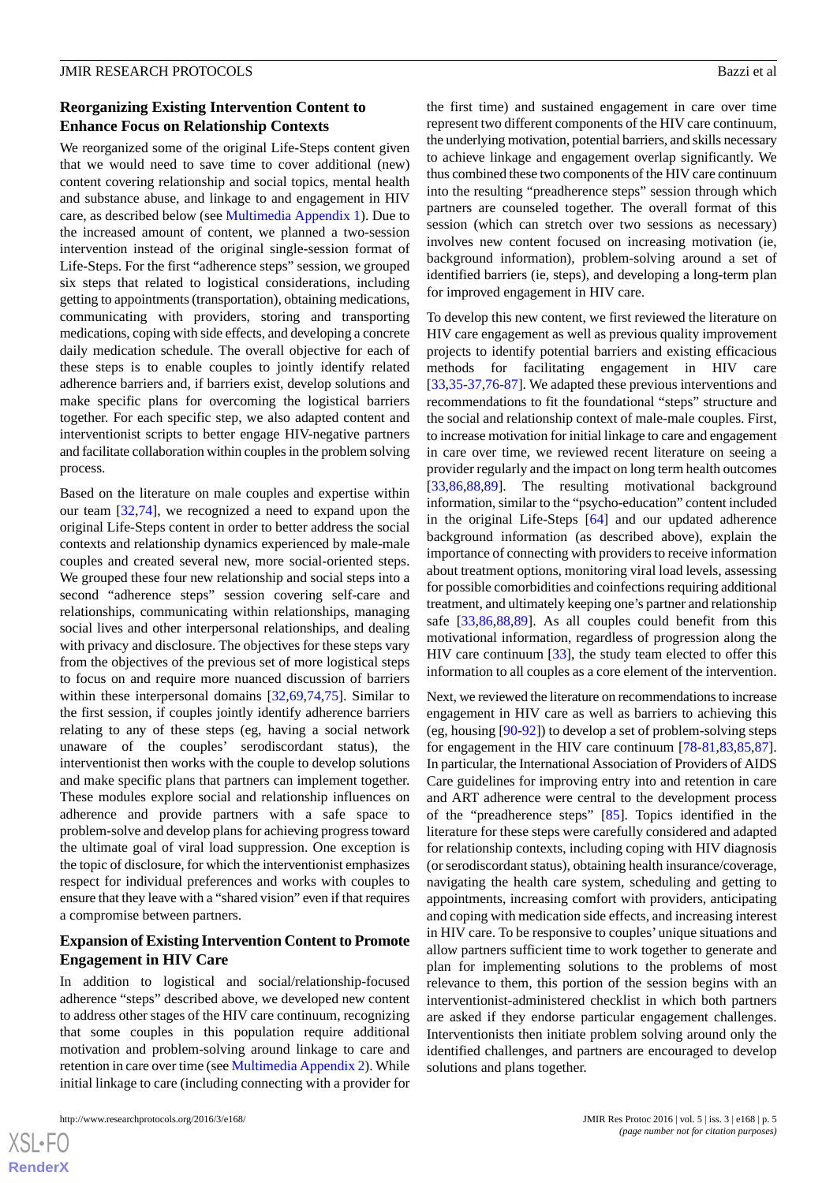### Reorganizing Existing Intervention Content to Enhance Focus on Relationship Contexts

We reorganized some of the original Life-Steps content given that we would need to save time to cover additional (new) content covering relationship and social topics, mental health and substance abuse, and linkage to and engagement in HIV care, as described below (see Multimedia Appendix 1). Due to the increased amount of content, we planned a two-session intervention instead of the original single-session format of Life-Steps. For the first "adherence steps" session, we grouped six steps that related to logistical considerations, including getting to appointments (transportation), obtaining medications, communicating with providers, storing and transporting medications, coping with side effects, and developing a concrete daily medication schedule. The overall objective for each of these steps is to enable couples to jointly identify related adherence barriers and, if barriers exist, develop solutions and make specific plans for overcoming the logistical barriers together. For each specific step, we also adapted content and interventionist scripts to better engage HIV-negative partners and facilitate collaboration within couples in the problem solving process.

Based on the literature on male couples and expertise within our team [32,74], we recognized a need to expand upon the original Life-Steps content in order to better address the social contexts and relationship dynamics experienced by male-male couples and created several new, more social-oriented steps. We grouped these four new relationship and social steps into a second "adherence steps" session covering self-care and relationships, communicating within relationships, managing social lives and other interpersonal relationships, and dealing with privacy and disclosure. The objectives for these steps vary from the objectives of the previous set of more logistical steps to focus on and require more nuanced discussion of barriers within these interpersonal domains [32,69,74,75]. Similar to the first session, if couples identify adherence barriers relating to any of these steps (eg, having a social network unaware of the couples' serodiscordant status), the interventionist then works with the couple to develop solutions and make specific plans that partners can implement together. These modules explore social and relationship influences on adherence and provide partners with a safe space to problem-solve and develop plans for achieving progress toward the ultimate goal of viral load suppression. One exception is the topic of disclosure, for which the interventionist emphasizes respect for individual preferences and works with couples to ensure that they leave with a "shared vision" even if that requires a compromise between partners.

### Expansion of Existing Intervention Content to Promote Engagement in HIV Care

In addition to logistical and social/relationship-focused adherence "steps" described above, we developed new content to address other stages of the HIV care continuum, recognizing that some couples in this population require additional motivation and problem-solving around linkage to care and retention in care over time (see Multimedia Appendix 2). While initial linkage to care (including connecting with a provider for the first time) and sustained engagement in care over time represent two different components of the HIV care continuum, the underlying motivation, potential barriers, and skills necessary to achieve linkage and engagement overlap significantly. We thus combined these two components of the HIV care continuum into the resulting "preadherence steps" session through which partners are counseled together. The overall format of this session (which can stretch over two sessions as necessary) involves new content focused on increasing motivation (ie, background information), problem-solving around a set of identified barriers (ie, steps), and developing a long-term plan for improved engagement in HIV care.

To develop this new content, we first reviewed the literature on HIV care engagement as well as previous quality improvement projects to identify potential barriers and existing efficacious methods for facilitating engagement in HIV care [33,35-37,76-87]. We adapted these previous interventions and recommendations to fit the foundational "steps" structure and the social and relationship context of male-male couples. First, to increase motivation for initial linkage to care and engagement in care over time, we reviewed recent literature on seeing a provider regularly and the impact on long term health outcomes [33,86,88,89]. The resulting motivational background information, similar to the "psycho-education" content included in the original Life-Steps [64] and our updated adherence background information (as described above), explain the importance of connecting with providers to receive information about treatment options, monitoring viral load levels, assessing for possible comorbidities and coinfections requiring additional treatment, and ultimately keeping one's partner and relationship safe [33,86,88,89]. As all couples could benefit from this motivational information, regardless of progression along the HIV care continuum [33], the study team elected to offer this information to all couples as a core element of the intervention.

Next, we reviewed the literature on recommendations to increase engagement in HIV care as well as barriers to achieving this (eg, housing [90-92]) to develop a set of problem-solving steps for engagement in the HIV care continuum [78-81,83,85,87]. In particular, the International Association of Providers of AIDS Care guidelines for improving entry into and retention in care and ART adherence were central to the development process of the "preadherence steps" [85]. Topics identified in the literature for these steps were carefully considered and adapted for relationship contexts, including coping with HIV diagnosis (or serodiscordant status), obtaining health insurance/coverage, navigating the health care system, scheduling and getting to appointments, increasing comfort with providers, anticipating and coping with medication side effects, and increasing interest in HIV care. To be responsive to couples' unique situations and allow partners sufficient time to work together to generate and plan for implementing solutions to the problems of most relevance to them, this portion of the session begins with an interventionist-administered checklist in which both partners are asked if they endorse particular engagement challenges. Interventionists then initiate problem solving around only the identified challenges, and partners are encouraged to develop solutions and plans together.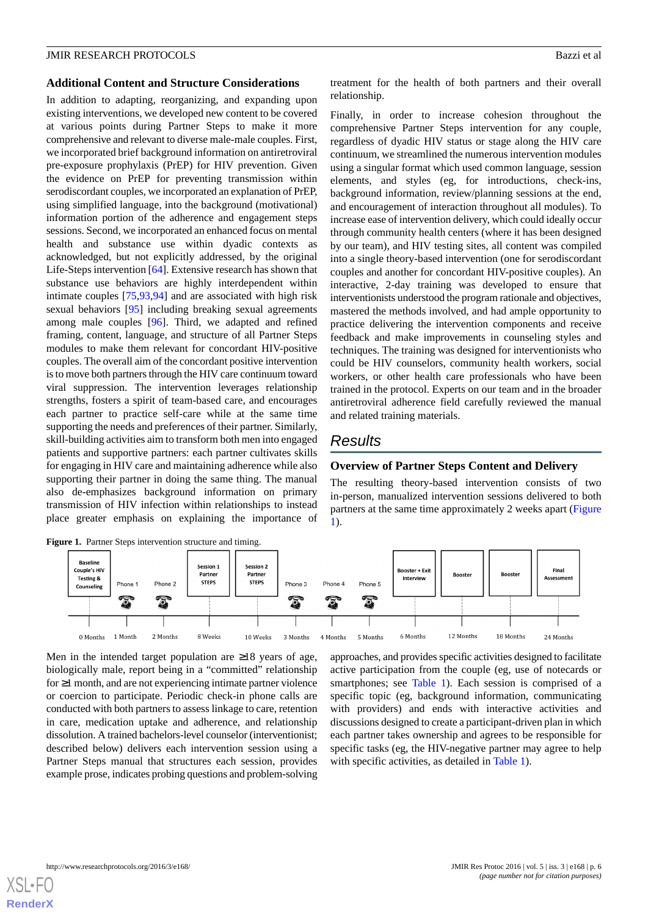### Additional Content and Structure Considerations

In addition to adapting, reorganizing, and expanding upon existing interventions, we developed new content to be covered at various points during Partner Steps to make it more comprehensive and relevant to diverse male-male couples. First, we incorporated brief background information on antiretroviral pre-exposure prophylaxis (PrEP) for HIV prevention. Given the evidence on PrEP for preventing transmission within serodiscordant couples, we incorporated an explanation of PrEP, using simplified language, into the background (motivational) information portion of the adherence and engagement steps sessions. Second, we incorporated an enhanced focus on mental health and substance use within dyadic contexts as acknowledged, but not explicitly addressed, by the original Life-Steps intervention [64]. Extensive research has shown that substance use behaviors are highly interdependent within intimate couples [75,93,94] and are associated with high risk sexual behaviors [95] including breaking sexual agreements among male couples [96]. Third, we adapted and refined framing, content, language, and structure of all Partner Steps modules to make them relevant for concordant HIV-positive couples. The overall aim of the concordant positive intervention is to move both partners through the HIV care continuum toward viral suppression. The intervention leverages relationship strengths, fosters a spirit of team-based care, and encourages each partner to practice self-care while at the same time supporting the needs and preferences of their partner. Similarly, skill-building activities aim to transform both men into engaged patients and supportive partners: each partner cultivates skills for engaging in HIV care and maintaining adherence while also supporting their partner in doing the same thing. The manual also de-emphasizes background information on primary transmission of HIV infection within relationships to instead place greater emphasis on explaining the importance of treatment for the health of both partners and their overall relationship.

Finally, in order to increase cohesion throughout the comprehensive Partner Steps intervention for any couple, regardless of dyadic HIV status or stage along the HIV care continuum, we streamlined the numerous intervention modules using a singular format which used common language, session elements, and styles (eg, for introductions, check-ins, background information, review/planning sessions at the end, and encouragement of interaction throughout all modules). To increase ease of intervention delivery, which could ideally occur through community health centers (where it has been designed by our team), and HIV testing sites, all content was compiled into a single theory-based intervention (one for serodiscordant couples and another for concordant HIV-positive couples). An interactive, 2-day training was developed to ensure that interventionists understood the program rationale and objectives, mastered the methods involved, and had ample opportunity to practice delivering the intervention components and receive feedback and make improvements in counseling styles and techniques. The training was designed for interventionists who could be HIV counselors, community health workers, social workers, or other health care professionals who have been trained in the protocol. Experts on our team and in the broader antiretroviral adherence field carefully reviewed the manual and related training materials.

## Results

### Overview of Partner Steps Content and Delivery

The resulting theory-based intervention consists of two in-person, manualized intervention sessions delivered to both partners at the same time approximately 2 weeks apart (Figure 1).

**Figure 1.** Partner Steps intervention structure and timing.

| Baseline Couple's HIV Testing & Counseling | Phone 1 | Phone 2 | Session 1 Partner STEPS | Session 2 Partner STEPS | Phone 3 | Phone 4 | Phone 5 | Booster + Exit Interview | Booster | Booster | Final Assessment |
|---|---|---|---|---|---|---|---|---|---|---|---|
| 0 Months | 1 Month | 2 Months | 8 Weeks | 10 Weeks | 3 Months | 4 Months | 5 Months | 6 Months | 12 Months | 18 Months | 24 Months |

Men in the intended target population are ≥18 years of age, biologically male, report being in a "committed" relationship for ≥1 month, and are not experiencing intimate partner violence or coercion to participate. Periodic check-in phone calls are conducted with both partners to assess linkage to care, retention in care, medication uptake and adherence, and relationship dissolution. A trained bachelors-level counselor (interventionist; described below) delivers each intervention session using a Partner Steps manual that structures each session, provides example prose, indicates probing questions and problem-solving approaches, and provides specific activities designed to facilitate active participation from the couple (eg, use of notecards or smartphones; see Table 1). Each session is comprised of a specific topic (eg, background information, communicating with providers) and ends with interactive activities and discussions designed to create a participant-driven plan in which each partner takes ownership and agrees to be responsible for specific tasks (eg, the HIV-negative partner may agree to help with specific activities, as detailed in Table 1).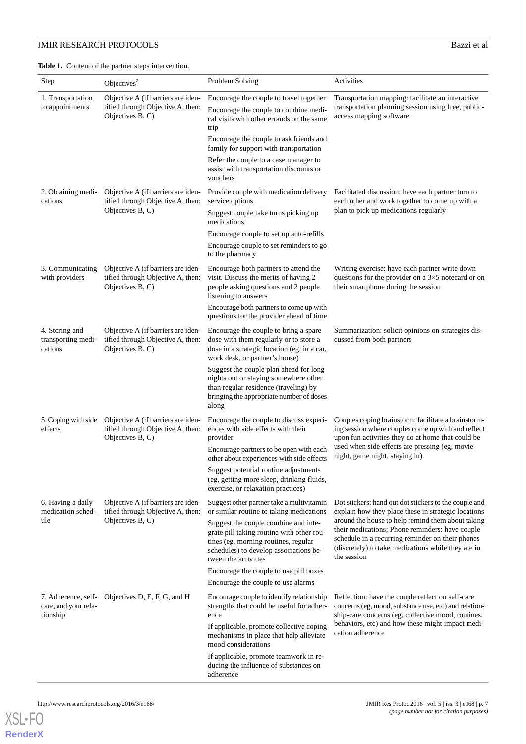**Table 1.** Content of the partner steps intervention.

| Step | Objectives[a] | Problem Solving | Activities |
| --- | --- | --- | --- |
| 1. Transportation to appointments | Objective A (if barriers are identified through Objective A, then: Objectives B, C) | Encourage the couple to travel together<br>Encourage the couple to combine medical visits with other errands on the same trip<br>Encourage the couple to ask friends and family for support with transportation<br>Refer the couple to a case manager to assist with transportation discounts or vouchers | Transportation mapping: facilitate an interactive transportation planning session using free, public-access mapping software |
| 2. Obtaining medications | Objective A (if barriers are identified through Objective A, then: Objectives B, C) | Provide couple with medication delivery service options<br>Suggest couple take turns picking up medications<br>Encourage couple to set up auto-refills<br>Encourage couple to set reminders to go to the pharmacy | Facilitated discussion: have each partner turn to each other and work together to come up with a plan to pick up medications regularly |
| 3. Communicating with providers | Objective A (if barriers are identified through Objective A, then: Objectives B, C) | Encourage both partners to attend the visit. Discuss the merits of having 2 people asking questions and 2 people listening to answers<br>Encourage both partners to come up with questions for the provider ahead of time | Writing exercise: have each partner write down questions for the provider on a 3×5 notecard or on their smartphone during the session |
| 4. Storing and transporting medications | Objective A (if barriers are identified through Objective A, then: Objectives B, C) | Encourage the couple to bring a spare dose with them regularly or to store a dose in a strategic location (eg, in a car, work desk, or partner's house)<br>Suggest the couple plan ahead for long nights out or staying somewhere other than regular residence (traveling) by bringing the appropriate number of doses along | Summarization: solicit opinions on strategies discussed from both partners |
| 5. Coping with side effects | Objective A (if barriers are identified through Objective A, then: Objectives B, C) | Encourage the couple to discuss experiences with side effects with their provider<br>Encourage partners to be open with each other about experiences with side effects<br>Suggest potential routine adjustments (eg, getting more sleep, drinking fluids, exercise, or relaxation practices) | Couples coping brainstorm: facilitate a brainstorming session where couples come up with and reflect upon fun activities they do at home that could be used when side effects are pressing (eg, movie night, game night, staying in) |
| 6. Having a daily medication schedule | Objective A (if barriers are identified through Objective A, then: Objectives B, C) | Suggest other partner take a multivitamin or similar routine to taking medications<br>Suggest the couple combine and integrate pill taking routine with other routines (eg, morning routines, regular schedules) to develop associations between the activities<br>Encourage the couple to use pill boxes<br>Encourage the couple to use alarms | Dot stickers: hand out dot stickers to the couple and explain how they place these in strategic locations around the house to help remind them about taking their medications; Phone reminders: have couple schedule in a recurring reminder on their phones (discretely) to take medications while they are in the session |
| 7. Adherence, self-care, and your relationship | Objectives D, E, F, G, and H | Encourage couple to identify relationship strengths that could be useful for adherence<br>If applicable, promote collective coping mechanisms in place that help alleviate mood considerations<br>If applicable, promote teamwork in reducing the influence of substances on adherence | Reflection: have the couple reflect on self-care concerns (eg, mood, substance use, etc) and relationship-care concerns (eg, collective mood, routines, behaviors, etc) and how these might impact medication adherence |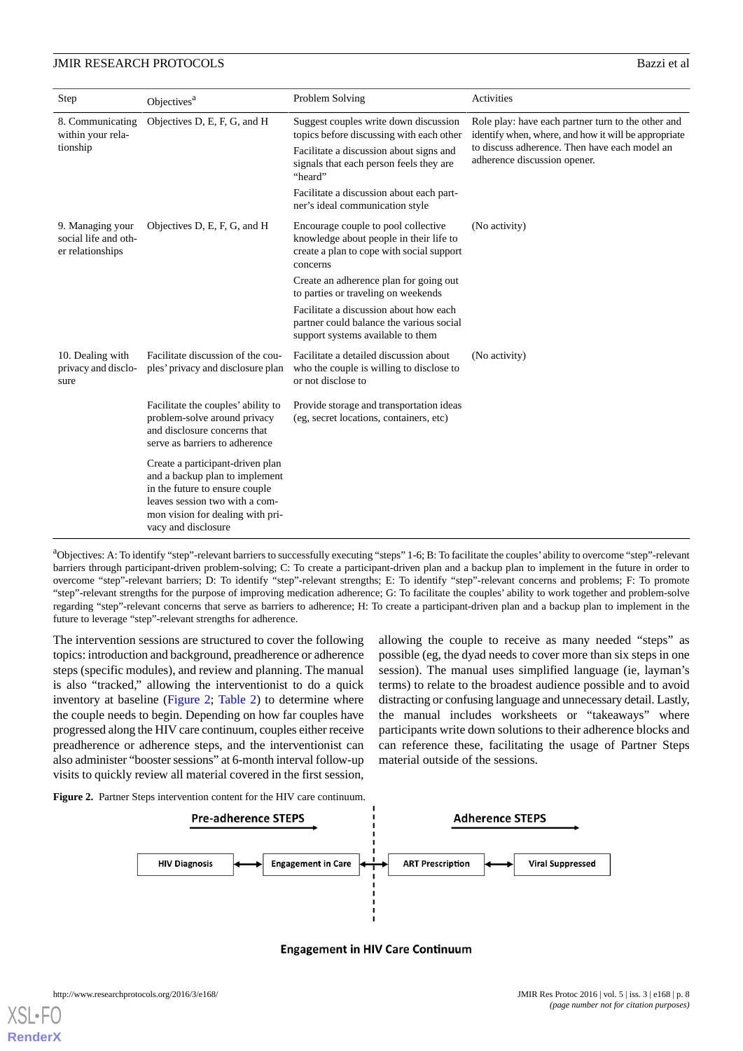| Step | Objectives[a] | Problem Solving | Activities |
|---|---|---|---|
| 8. Communicating within your relationship | Objectives D, E, F, G, and H | Suggest couples write down discussion topics before discussing with each other<br>Facilitate a discussion about signs and signals that each person feels they are "heard"<br>Facilitate a discussion about each partner's ideal communication style | Role play: have each partner turn to the other and identify when, where, and how it will be appropriate to discuss adherence. Then have each model an adherence discussion opener. |
| 9. Managing your social life and other relationships | Objectives D, E, F, G, and H | Encourage couple to pool collective knowledge about people in their life to create a plan to cope with social support concerns<br>Create an adherence plan for going out to parties or traveling on weekends<br>Facilitate a discussion about how each partner could balance the various social support systems available to them | (No activity) |
| 10. Dealing with privacy and disclosure | Facilitate discussion of the couples' privacy and disclosure plan | Facilitate a detailed discussion about who the couple is willing to disclose to or not disclose to | (No activity) |
| | Facilitate the couples' ability to problem-solve around privacy and disclosure concerns that serve as barriers to adherence | Provide storage and transportation ideas (eg, secret locations, containers, etc) | |
| | Create a participant-driven plan and a backup plan to implement in the future to ensure couple leaves session two with a common vision for dealing with privacy and disclosure | | |

[a]Objectives: A: To identify "step"-relevant barriers to successfully executing "steps" 1-6; B: To facilitate the couples' ability to overcome "step"-relevant barriers through participant-driven problem-solving; C: To create a participant-driven plan and a backup plan to implement in the future in order to overcome "step"-relevant barriers; D: To identify "step"-relevant strengths; E: To identify "step"-relevant concerns and problems; F: To promote "step"-relevant strengths for the purpose of improving medication adherence; G: To facilitate the couples' ability to work together and problem-solve regarding "step"-relevant concerns that serve as barriers to adherence; H: To create a participant-driven plan and a backup plan to implement in the future to leverage "step"-relevant strengths for adherence.

The intervention sessions are structured to cover the following topics: introduction and background, preadherence or adherence steps (specific modules), and review and planning. The manual is also "tracked," allowing the interventionist to do a quick inventory at baseline (Figure 2; Table 2) to determine where the couple needs to begin. Depending on how far couples have progressed along the HIV care continuum, couples either receive preadherence or adherence steps, and the interventionist can also administer "booster sessions" at 6-month interval follow-up visits to quickly review all material covered in the first session, allowing the couple to receive as many needed "steps" as possible (eg, the dyad needs to cover more than six steps in one session). The manual uses simplified language (ie, layman's terms) to relate to the broadest audience possible and to avoid distracting or confusing language and unnecessary detail. Lastly, the manual includes worksheets or "takeaways" where participants write down solutions to their adherence blocks and can reference these, facilitating the usage of Partner Steps material outside of the sessions.

**Figure 2.** Partner Steps intervention content for the HIV care continuum.

Pre-adherence STEPS | Adherence STEPS

HIV Diagnosis ↔ Engagement in Care ↔ ART Prescription ↔ Viral Suppressed

**Engagement in HIV Care Continuum**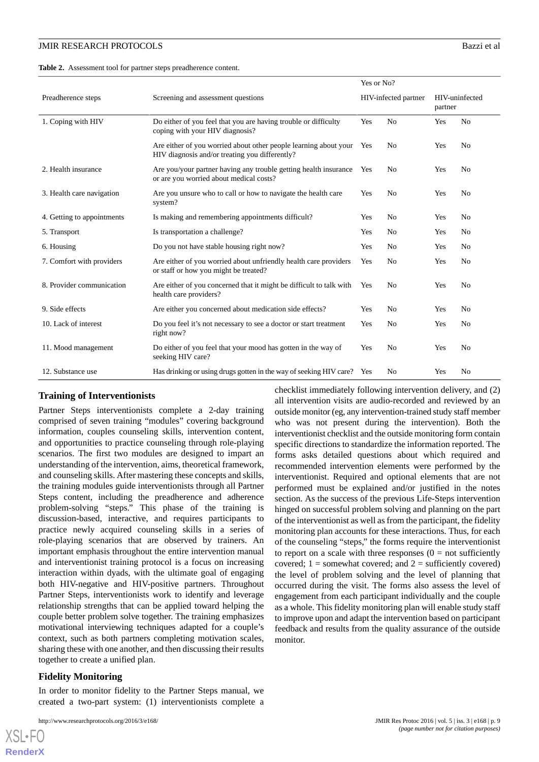**Table 2.** Assessment tool for partner steps preadherence content.

| Preadherence steps | Screening and assessment questions | Yes or No? | | | |
|---|---|---|---|---|---|
| | | HIV-infected partner | | HIV-uninfected partner | |
| 1. Coping with HIV | Do either of you feel that you are having trouble or difficulty coping with your HIV diagnosis? | Yes | No | Yes | No |
| | Are either of you worried about other people learning about your HIV diagnosis and/or treating you differently? | Yes | No | Yes | No |
| 2. Health insurance | Are you/your partner having any trouble getting health insurance or are you worried about medical costs? | Yes | No | Yes | No |
| 3. Health care navigation | Are you unsure who to call or how to navigate the health care system? | Yes | No | Yes | No |
| 4. Getting to appointments | Is making and remembering appointments difficult? | Yes | No | Yes | No |
| 5. Transport | Is transportation a challenge? | Yes | No | Yes | No |
| 6. Housing | Do you not have stable housing right now? | Yes | No | Yes | No |
| 7. Comfort with providers | Are either of you worried about unfriendly health care providers or staff or how you might be treated? | Yes | No | Yes | No |
| 8. Provider communication | Are either of you concerned that it might be difficult to talk with health care providers? | Yes | No | Yes | No |
| 9. Side effects | Are either you concerned about medication side effects? | Yes | No | Yes | No |
| 10. Lack of interest | Do you feel it's not necessary to see a doctor or start treatment right now? | Yes | No | Yes | No |
| 11. Mood management | Do either of you feel that your mood has gotten in the way of seeking HIV care? | Yes | No | Yes | No |
| 12. Substance use | Has drinking or using drugs gotten in the way of seeking HIV care? | Yes | No | Yes | No |

## Training of Interventionists

Partner Steps interventionists complete a 2-day training comprised of seven training "modules" covering background information, couples counseling skills, intervention content, and opportunities to practice counseling through role-playing scenarios. The first two modules are designed to impart an understanding of the intervention, aims, theoretical framework, and counseling skills. After mastering these concepts and skills, the training modules guide interventionists through all Partner Steps content, including the preadherence and adherence problem-solving "steps." This phase of the training is discussion-based, interactive, and requires participants to practice newly acquired counseling skills in a series of role-playing scenarios that are observed by trainers. An important emphasis throughout the entire intervention manual and interventionist training protocol is a focus on increasing interaction within dyads, with the ultimate goal of engaging both HIV-negative and HIV-positive partners. Throughout Partner Steps, interventionists work to identify and leverage relationship strengths that can be applied toward helping the couple better problem solve together. The training emphasizes motivational interviewing techniques adapted for a couple's context, such as both partners completing motivation scales, sharing these with one another, and then discussing their results together to create a unified plan.

## Fidelity Monitoring

In order to monitor fidelity to the Partner Steps manual, we created a two-part system: (1) interventionists complete a checklist immediately following intervention delivery, and (2) all intervention visits are audio-recorded and reviewed by an outside monitor (eg, any intervention-trained study staff member who was not present during the intervention). Both the interventionist checklist and the outside monitoring form contain specific directions to standardize the information reported. The forms asks detailed questions about which required and recommended intervention elements were performed by the interventionist. Required and optional elements that are not performed must be explained and/or justified in the notes section. As the success of the previous Life-Steps intervention hinged on successful problem solving and planning on the part of the interventionist as well as from the participant, the fidelity monitoring plan accounts for these interactions. Thus, for each of the counseling "steps," the forms require the interventionist to report on a scale with three responses (0 = not sufficiently covered; 1 = somewhat covered; and 2 = sufficiently covered) the level of problem solving and the level of planning that occurred during the visit. The forms also assess the level of engagement from each participant individually and the couple as a whole. This fidelity monitoring plan will enable study staff to improve upon and adapt the intervention based on participant feedback and results from the quality assurance of the outside monitor.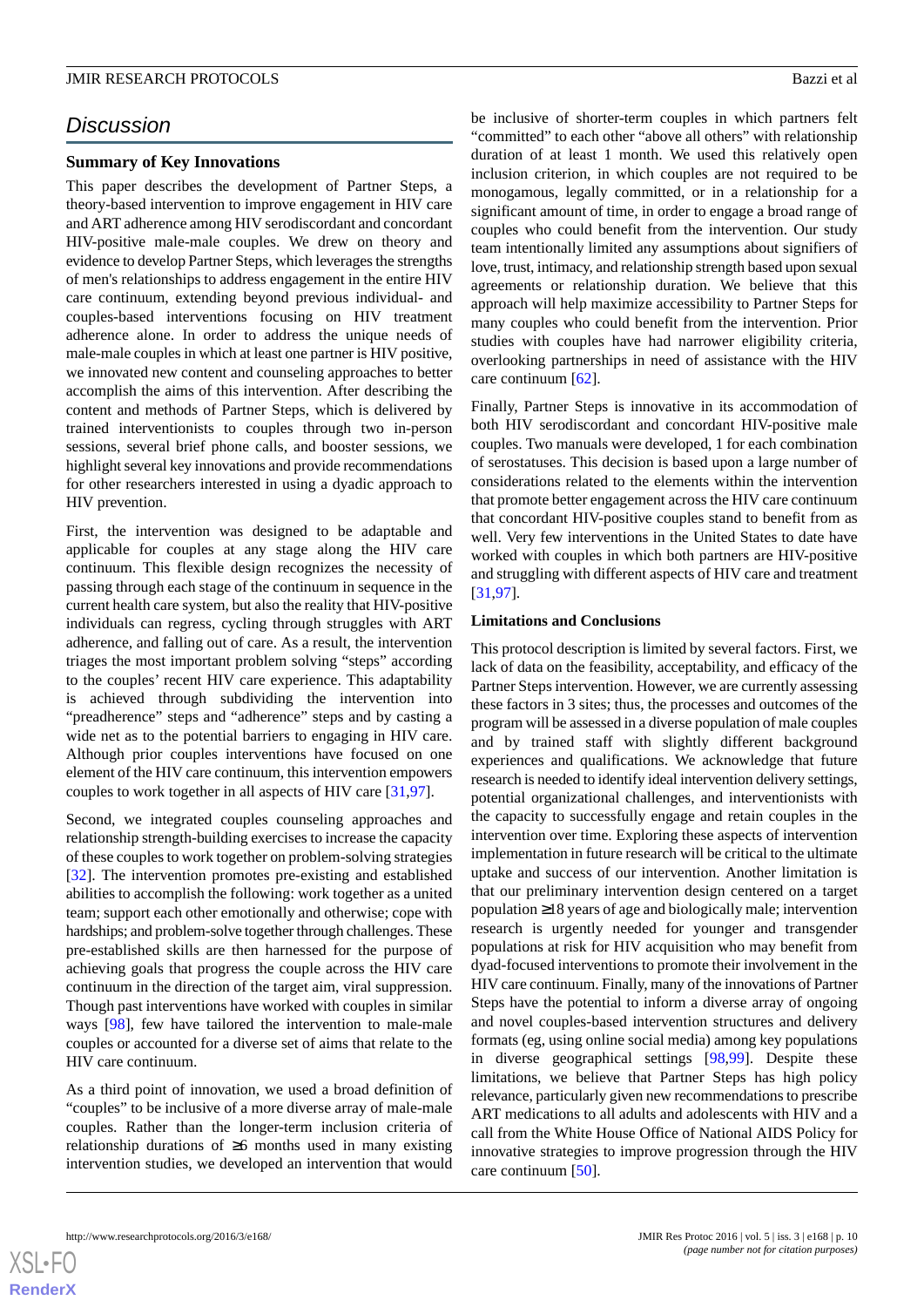## Discussion

### Summary of Key Innovations

This paper describes the development of Partner Steps, a theory-based intervention to improve engagement in HIV care and ART adherence among HIV serodiscordant and concordant HIV-positive male-male couples. We drew on theory and evidence to develop Partner Steps, which leverages the strengths of men's relationships to address engagement in the entire HIV care continuum, extending beyond previous individual- and couples-based interventions focusing on HIV treatment adherence alone. In order to address the unique needs of male-male couples in which at least one partner is HIV positive, we innovated new content and counseling approaches to better accomplish the aims of this intervention. After describing the content and methods of Partner Steps, which is delivered by trained interventionists to couples through two in-person sessions, several brief phone calls, and booster sessions, we highlight several key innovations and provide recommendations for other researchers interested in using a dyadic approach to HIV prevention.

First, the intervention was designed to be adaptable and applicable for couples at any stage along the HIV care continuum. This flexible design recognizes the necessity of passing through each stage of the continuum in sequence in the current health care system, but also the reality that HIV-positive individuals can regress, cycling through struggles with ART adherence, and falling out of care. As a result, the intervention triages the most important problem solving "steps" according to the couples' recent HIV care experience. This adaptability is achieved through subdividing the intervention into "preadherence" steps and "adherence" steps and by casting a wide net as to the potential barriers to engaging in HIV care. Although prior couples interventions have focused on one element of the HIV care continuum, this intervention empowers couples to work together in all aspects of HIV care [31,97].

Second, we integrated couples counseling approaches and relationship strength-building exercises to increase the capacity of these couples to work together on problem-solving strategies [32]. The intervention promotes pre-existing and established abilities to accomplish the following: work together as a united team; support each other emotionally and otherwise; cope with hardships; and problem-solve together through challenges. These pre-established skills are then harnessed for the purpose of achieving goals that progress the couple across the HIV care continuum in the direction of the target aim, viral suppression. Though past interventions have worked with couples in similar ways [98], few have tailored the intervention to male-male couples or accounted for a diverse set of aims that relate to the HIV care continuum.

As a third point of innovation, we used a broad definition of "couples" to be inclusive of a more diverse array of male-male couples. Rather than the longer-term inclusion criteria of relationship durations of ≥6 months used in many existing intervention studies, we developed an intervention that would be inclusive of shorter-term couples in which partners felt "committed" to each other "above all others" with relationship duration of at least 1 month. We used this relatively open inclusion criterion, in which couples are not required to be monogamous, legally committed, or in a relationship for a significant amount of time, in order to engage a broad range of couples who could benefit from the intervention. Our study team intentionally limited any assumptions about signifiers of love, trust, intimacy, and relationship strength based upon sexual agreements or relationship duration. We believe that this approach will help maximize accessibility to Partner Steps for many couples who could benefit from the intervention. Prior studies with couples have had narrower eligibility criteria, overlooking partnerships in need of assistance with the HIV care continuum [62].

Finally, Partner Steps is innovative in its accommodation of both HIV serodiscordant and concordant HIV-positive male couples. Two manuals were developed, 1 for each combination of serostatuses. This decision is based upon a large number of considerations related to the elements within the intervention that promote better engagement across the HIV care continuum that concordant HIV-positive couples stand to benefit from as well. Very few interventions in the United States to date have worked with couples in which both partners are HIV-positive and struggling with different aspects of HIV care and treatment [31,97].

### Limitations and Conclusions

This protocol description is limited by several factors. First, we lack of data on the feasibility, acceptability, and efficacy of the Partner Steps intervention. However, we are currently assessing these factors in 3 sites; thus, the processes and outcomes of the program will be assessed in a diverse population of male couples and by trained staff with slightly different background experiences and qualifications. We acknowledge that future research is needed to identify ideal intervention delivery settings, potential organizational challenges, and interventionists with the capacity to successfully engage and retain couples in the intervention over time. Exploring these aspects of intervention implementation in future research will be critical to the ultimate uptake and success of our intervention. Another limitation is that our preliminary intervention design centered on a target population ≥18 years of age and biologically male; intervention research is urgently needed for younger and transgender populations at risk for HIV acquisition who may benefit from dyad-focused interventions to promote their involvement in the HIV care continuum. Finally, many of the innovations of Partner Steps have the potential to inform a diverse array of ongoing and novel couples-based intervention structures and delivery formats (eg, using online social media) among key populations in diverse geographical settings [98,99]. Despite these limitations, we believe that Partner Steps has high policy relevance, particularly given new recommendations to prescribe ART medications to all adults and adolescents with HIV and a call from the White House Office of National AIDS Policy for innovative strategies to improve progression through the HIV care continuum [50].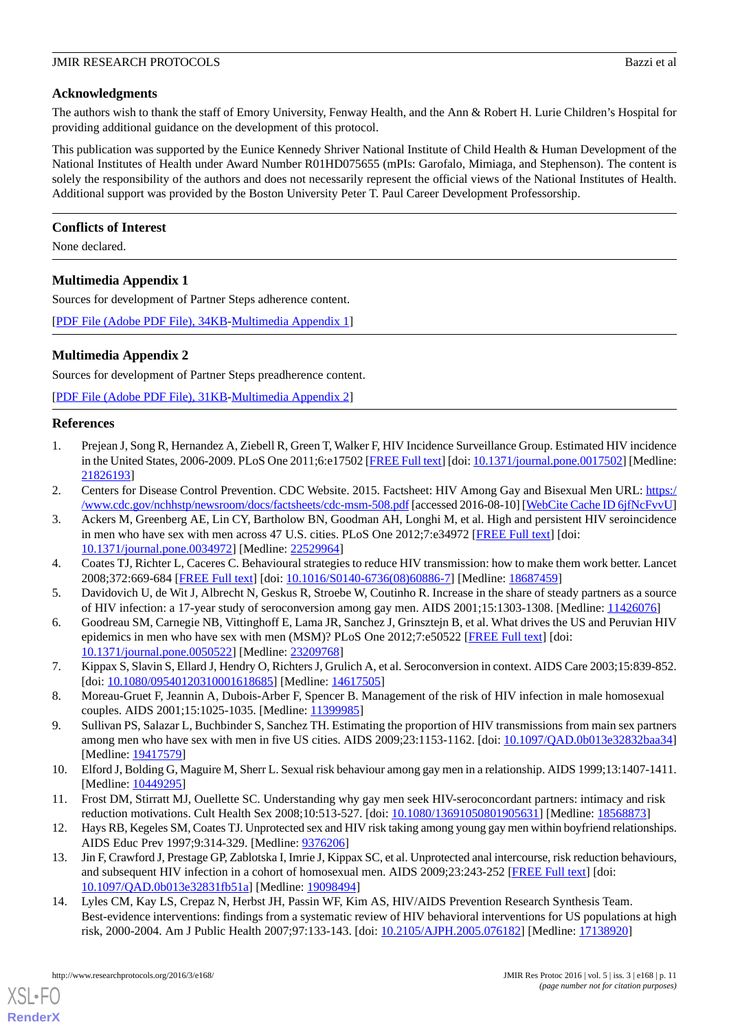## Acknowledgments

The authors wish to thank the staff of Emory University, Fenway Health, and the Ann & Robert H. Lurie Children's Hospital for providing additional guidance on the development of this protocol.

This publication was supported by the Eunice Kennedy Shriver National Institute of Child Health & Human Development of the National Institutes of Health under Award Number R01HD075655 (mPIs: Garofalo, Mimiaga, and Stephenson). The content is solely the responsibility of the authors and does not necessarily represent the official views of the National Institutes of Health. Additional support was provided by the Boston University Peter T. Paul Career Development Professorship.

## Conflicts of Interest

None declared.

## Multimedia Appendix 1

Sources for development of Partner Steps adherence content.

[PDF File (Adobe PDF File), 34KB-Multimedia Appendix 1]

## Multimedia Appendix 2

Sources for development of Partner Steps preadherence content.

[PDF File (Adobe PDF File), 31KB-Multimedia Appendix 2]

## References

1. Prejean J, Song R, Hernandez A, Ziebell R, Green T, Walker F, HIV Incidence Surveillance Group. Estimated HIV incidence in the United States, 2006-2009. PLoS One 2011;6:e17502 [FREE Full text] [doi: 10.1371/journal.pone.0017502] [Medline: 21826193]
2. Centers for Disease Control Prevention. CDC Website. 2015. Factsheet: HIV Among Gay and Bisexual Men URL: https://www.cdc.gov/nchhstp/newsroom/docs/factsheets/cdc-msm-508.pdf [accessed 2016-08-10] [WebCite Cache ID 6jfNcFvvU]
3. Ackers M, Greenberg AE, Lin CY, Bartholow BN, Goodman AH, Longhi M, et al. High and persistent HIV seroincidence in men who have sex with men across 47 U.S. cities. PLoS One 2012;7:e34972 [FREE Full text] [doi: 10.1371/journal.pone.0034972] [Medline: 22529964]
4. Coates TJ, Richter L, Caceres C. Behavioural strategies to reduce HIV transmission: how to make them work better. Lancet 2008;372:669-684 [FREE Full text] [doi: 10.1016/S0140-6736(08)60886-7] [Medline: 18687459]
5. Davidovich U, de Wit J, Albrecht N, Geskus R, Stroebe W, Coutinho R. Increase in the share of steady partners as a source of HIV infection: a 17-year study of seroconversion among gay men. AIDS 2001;15:1303-1308. [Medline: 11426076]
6. Goodreau SM, Carnegie NB, Vittinghoff E, Lama JR, Sanchez J, Grinsztejn B, et al. What drives the US and Peruvian HIV epidemics in men who have sex with men (MSM)? PLoS One 2012;7:e50522 [FREE Full text] [doi: 10.1371/journal.pone.0050522] [Medline: 23209768]
7. Kippax S, Slavin S, Ellard J, Hendry O, Richters J, Grulich A, et al. Seroconversion in context. AIDS Care 2003;15:839-852. [doi: 10.1080/09540120310001618685] [Medline: 14617505]
8. Moreau-Gruet F, Jeannin A, Dubois-Arber F, Spencer B. Management of the risk of HIV infection in male homosexual couples. AIDS 2001;15:1025-1035. [Medline: 11399985]
9. Sullivan PS, Salazar L, Buchbinder S, Sanchez TH. Estimating the proportion of HIV transmissions from main sex partners among men who have sex with men in five US cities. AIDS 2009;23:1153-1162. [doi: 10.1097/QAD.0b013e32832baa34] [Medline: 19417579]
10. Elford J, Bolding G, Maguire M, Sherr L. Sexual risk behaviour among gay men in a relationship. AIDS 1999;13:1407-1411. [Medline: 10449295]
11. Frost DM, Stirratt MJ, Ouellette SC. Understanding why gay men seek HIV-seroconcordant partners: intimacy and risk reduction motivations. Cult Health Sex 2008;10:513-527. [doi: 10.1080/13691050801905631] [Medline: 18568873]
12. Hays RB, Kegeles SM, Coates TJ. Unprotected sex and HIV risk taking among young gay men within boyfriend relationships. AIDS Educ Prev 1997;9:314-329. [Medline: 9376206]
13. Jin F, Crawford J, Prestage GP, Zablotska I, Imrie J, Kippax SC, et al. Unprotected anal intercourse, risk reduction behaviours, and subsequent HIV infection in a cohort of homosexual men. AIDS 2009;23:243-252 [FREE Full text] [doi: 10.1097/QAD.0b013e32831fb51a] [Medline: 19098494]
14. Lyles CM, Kay LS, Crepaz N, Herbst JH, Passin WF, Kim AS, HIV/AIDS Prevention Research Synthesis Team. Best-evidence interventions: findings from a systematic review of HIV behavioral interventions for US populations at high risk, 2000-2004. Am J Public Health 2007;97:133-143. [doi: 10.2105/AJPH.2005.076182] [Medline: 17138920]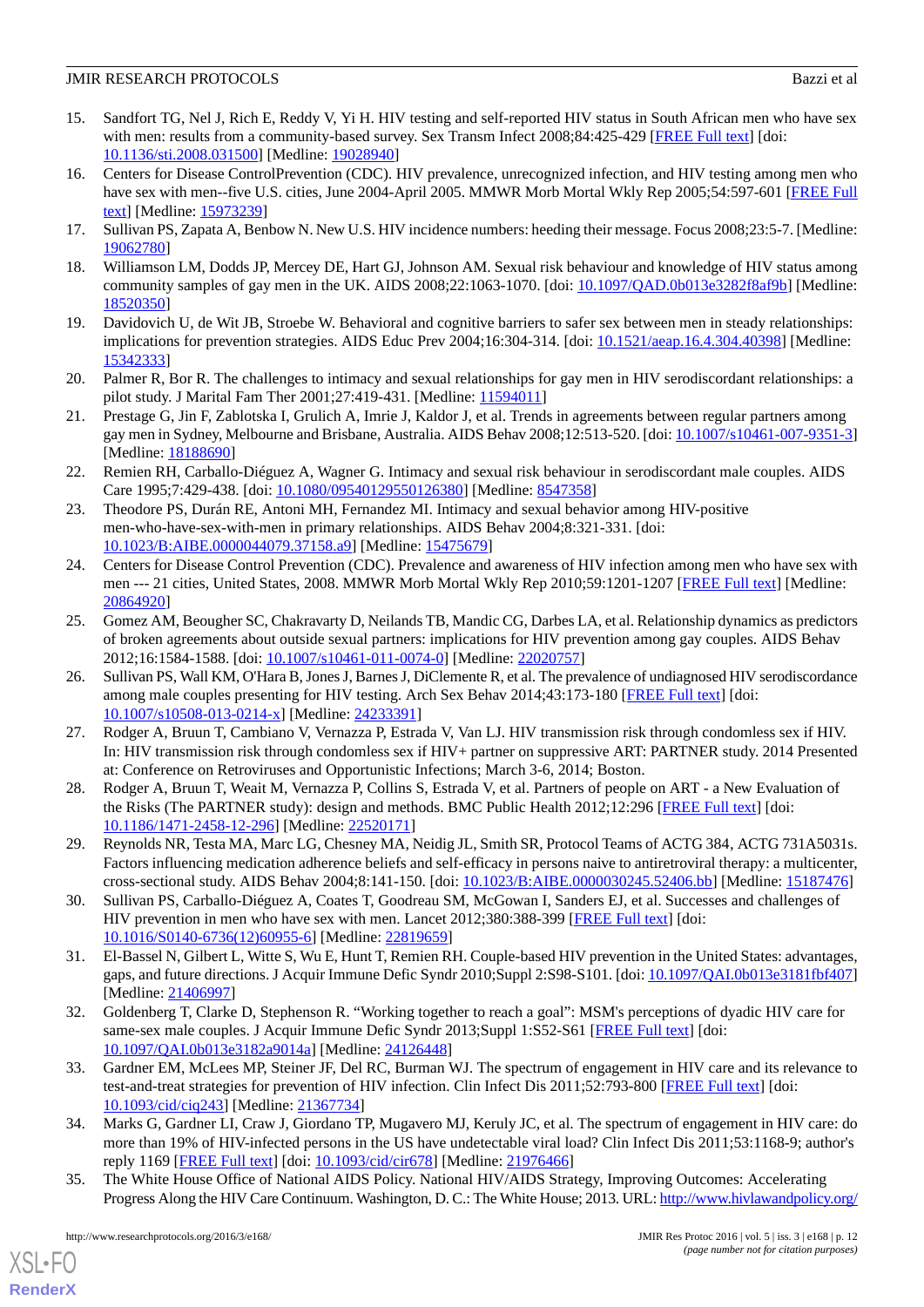15. Sandfort TG, Nel J, Rich E, Reddy V, Yi H. HIV testing and self-reported HIV status in South African men who have sex with men: results from a community-based survey. Sex Transm Infect 2008;84:425-429 [FREE Full text] [doi: 10.1136/sti.2008.031500] [Medline: 19028940]
16. Centers for Disease ControlPrevention (CDC). HIV prevalence, unrecognized infection, and HIV testing among men who have sex with men--five U.S. cities, June 2004-April 2005. MMWR Morb Mortal Wkly Rep 2005;54:597-601 [FREE Full text] [Medline: 15973239]
17. Sullivan PS, Zapata A, Benbow N. New U.S. HIV incidence numbers: heeding their message. Focus 2008;23:5-7. [Medline: 19062780]
18. Williamson LM, Dodds JP, Mercey DE, Hart GJ, Johnson AM. Sexual risk behaviour and knowledge of HIV status among community samples of gay men in the UK. AIDS 2008;22:1063-1070. [doi: 10.1097/QAD.0b013e3282f8af9b] [Medline: 18520350]
19. Davidovich U, de Wit JB, Stroebe W. Behavioral and cognitive barriers to safer sex between men in steady relationships: implications for prevention strategies. AIDS Educ Prev 2004;16:304-314. [doi: 10.1521/aeap.16.4.304.40398] [Medline: 15342333]
20. Palmer R, Bor R. The challenges to intimacy and sexual relationships for gay men in HIV serodiscordant relationships: a pilot study. J Marital Fam Ther 2001;27:419-431. [Medline: 11594011]
21. Prestage G, Jin F, Zablotska I, Grulich A, Imrie J, Kaldor J, et al. Trends in agreements between regular partners among gay men in Sydney, Melbourne and Brisbane, Australia. AIDS Behav 2008;12:513-520. [doi: 10.1007/s10461-007-9351-3] [Medline: 18188690]
22. Remien RH, Carballo-Diéguez A, Wagner G. Intimacy and sexual risk behaviour in serodiscordant male couples. AIDS Care 1995;7:429-438. [doi: 10.1080/09540129550126380] [Medline: 8547358]
23. Theodore PS, Durán RE, Antoni MH, Fernandez MI. Intimacy and sexual behavior among HIV-positive men-who-have-sex-with-men in primary relationships. AIDS Behav 2004;8:321-331. [doi: 10.1023/B:AIBE.0000044079.37158.a9] [Medline: 15475679]
24. Centers for Disease Control Prevention (CDC). Prevalence and awareness of HIV infection among men who have sex with men --- 21 cities, United States, 2008. MMWR Morb Mortal Wkly Rep 2010;59:1201-1207 [FREE Full text] [Medline: 20864920]
25. Gomez AM, Beougher SC, Chakravarty D, Neilands TB, Mandic CG, Darbes LA, et al. Relationship dynamics as predictors of broken agreements about outside sexual partners: implications for HIV prevention among gay couples. AIDS Behav 2012;16:1584-1588. [doi: 10.1007/s10461-011-0074-0] [Medline: 22020757]
26. Sullivan PS, Wall KM, O'Hara B, Jones J, Barnes J, DiClemente R, et al. The prevalence of undiagnosed HIV serodiscordance among male couples presenting for HIV testing. Arch Sex Behav 2014;43:173-180 [FREE Full text] [doi: 10.1007/s10508-013-0214-x] [Medline: 24233391]
27. Rodger A, Bruun T, Cambiano V, Vernazza P, Estrada V, Van LJ. HIV transmission risk through condomless sex if HIV. In: HIV transmission risk through condomless sex if HIV+ partner on suppressive ART: PARTNER study. 2014 Presented at: Conference on Retroviruses and Opportunistic Infections; March 3-6, 2014; Boston.
28. Rodger A, Bruun T, Weait M, Vernazza P, Collins S, Estrada V, et al. Partners of people on ART - a New Evaluation of the Risks (The PARTNER study): design and methods. BMC Public Health 2012;12:296 [FREE Full text] [doi: 10.1186/1471-2458-12-296] [Medline: 22520171]
29. Reynolds NR, Testa MA, Marc LG, Chesney MA, Neidig JL, Smith SR, Protocol Teams of ACTG 384, ACTG 731A5031s. Factors influencing medication adherence beliefs and self-efficacy in persons naive to antiretroviral therapy: a multicenter, cross-sectional study. AIDS Behav 2004;8:141-150. [doi: 10.1023/B:AIBE.0000030245.52406.bb] [Medline: 15187476]
30. Sullivan PS, Carballo-Diéguez A, Coates T, Goodreau SM, McGowan I, Sanders EJ, et al. Successes and challenges of HIV prevention in men who have sex with men. Lancet 2012;380:388-399 [FREE Full text] [doi: 10.1016/S0140-6736(12)60955-6] [Medline: 22819659]
31. El-Bassel N, Gilbert L, Witte S, Wu E, Hunt T, Remien RH. Couple-based HIV prevention in the United States: advantages, gaps, and future directions. J Acquir Immune Defic Syndr 2010;Suppl 2:S98-S101. [doi: 10.1097/QAI.0b013e3181fbf407] [Medline: 21406997]
32. Goldenberg T, Clarke D, Stephenson R. “Working together to reach a goal”: MSM's perceptions of dyadic HIV care for same-sex male couples. J Acquir Immune Defic Syndr 2013;Suppl 1:S52-S61 [FREE Full text] [doi: 10.1097/QAI.0b013e3182a9014a] [Medline: 24126448]
33. Gardner EM, McLees MP, Steiner JF, Del RC, Burman WJ. The spectrum of engagement in HIV care and its relevance to test-and-treat strategies for prevention of HIV infection. Clin Infect Dis 2011;52:793-800 [FREE Full text] [doi: 10.1093/cid/ciq243] [Medline: 21367734]
34. Marks G, Gardner LI, Craw J, Giordano TP, Mugavero MJ, Keruly JC, et al. The spectrum of engagement in HIV care: do more than 19% of HIV-infected persons in the US have undetectable viral load? Clin Infect Dis 2011;53:1168-9; author's reply 1169 [FREE Full text] [doi: 10.1093/cid/cir678] [Medline: 21976466]
35. The White House Office of National AIDS Policy. National HIV/AIDS Strategy, Improving Outcomes: Accelerating Progress Along the HIV Care Continuum. Washington, D. C.: The White House; 2013. URL: http://www.hivlawandpolicy.org/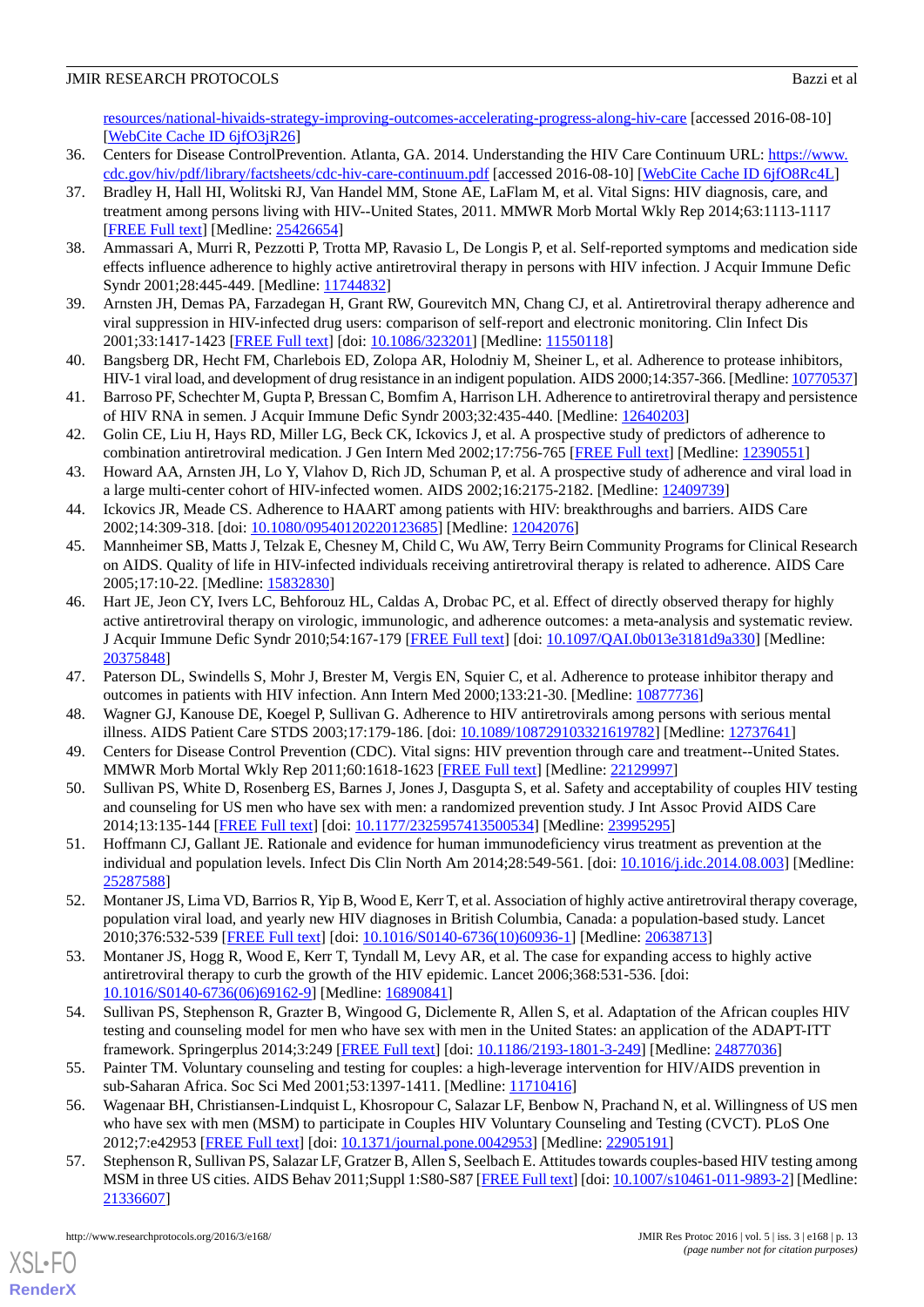resources/national-hivaids-strategy-improving-outcomes-accelerating-progress-along-hiv-care [accessed 2016-08-10] [WebCite Cache ID 6jfO3jR26]

36. Centers for Disease ControlPrevention. Atlanta, GA. 2014. Understanding the HIV Care Continuum URL: https://www.cdc.gov/hiv/pdf/library/factsheets/cdc-hiv-care-continuum.pdf [accessed 2016-08-10] [WebCite Cache ID 6jfO8Rc4L]
37. Bradley H, Hall HI, Wolitski RJ, Van Handel MM, Stone AE, LaFlam M, et al. Vital Signs: HIV diagnosis, care, and treatment among persons living with HIV--United States, 2011. MMWR Morb Mortal Wkly Rep 2014;63:1113-1117 [FREE Full text] [Medline: 25426654]
38. Ammassari A, Murri R, Pezzotti P, Trotta MP, Ravasio L, De Longis P, et al. Self-reported symptoms and medication side effects influence adherence to highly active antiretroviral therapy in persons with HIV infection. J Acquir Immune Defic Syndr 2001;28:445-449. [Medline: 11744832]
39. Arnsten JH, Demas PA, Farzadegan H, Grant RW, Gourevitch MN, Chang CJ, et al. Antiretroviral therapy adherence and viral suppression in HIV-infected drug users: comparison of self-report and electronic monitoring. Clin Infect Dis 2001;33:1417-1423 [FREE Full text] [doi: 10.1086/323201] [Medline: 11550118]
40. Bangsberg DR, Hecht FM, Charlebois ED, Zolopa AR, Holodniy M, Sheiner L, et al. Adherence to protease inhibitors, HIV-1 viral load, and development of drug resistance in an indigent population. AIDS 2000;14:357-366. [Medline: 10770537]
41. Barroso PF, Schechter M, Gupta P, Bressan C, Bomfim A, Harrison LH. Adherence to antiretroviral therapy and persistence of HIV RNA in semen. J Acquir Immune Defic Syndr 2003;32:435-440. [Medline: 12640203]
42. Golin CE, Liu H, Hays RD, Miller LG, Beck CK, Ickovics J, et al. A prospective study of predictors of adherence to combination antiretroviral medication. J Gen Intern Med 2002;17:756-765 [FREE Full text] [Medline: 12390551]
43. Howard AA, Arnsten JH, Lo Y, Vlahov D, Rich JD, Schuman P, et al. A prospective study of adherence and viral load in a large multi-center cohort of HIV-infected women. AIDS 2002;16:2175-2182. [Medline: 12409739]
44. Ickovics JR, Meade CS. Adherence to HAART among patients with HIV: breakthroughs and barriers. AIDS Care 2002;14:309-318. [doi: 10.1080/09540120220123685] [Medline: 12042076]
45. Mannheimer SB, Matts J, Telzak E, Chesney M, Child C, Wu AW, Terry Beirn Community Programs for Clinical Research on AIDS. Quality of life in HIV-infected individuals receiving antiretroviral therapy is related to adherence. AIDS Care 2005;17:10-22. [Medline: 15832830]
46. Hart JE, Jeon CY, Ivers LC, Behforouz HL, Caldas A, Drobac PC, et al. Effect of directly observed therapy for highly active antiretroviral therapy on virologic, immunologic, and adherence outcomes: a meta-analysis and systematic review. J Acquir Immune Defic Syndr 2010;54:167-179 [FREE Full text] [doi: 10.1097/QAI.0b013e3181d9a330] [Medline: 20375848]
47. Paterson DL, Swindells S, Mohr J, Brester M, Vergis EN, Squier C, et al. Adherence to protease inhibitor therapy and outcomes in patients with HIV infection. Ann Intern Med 2000;133:21-30. [Medline: 10877736]
48. Wagner GJ, Kanouse DE, Koegel P, Sullivan G. Adherence to HIV antiretrovirals among persons with serious mental illness. AIDS Patient Care STDS 2003;17:179-186. [doi: 10.1089/108729103321619782] [Medline: 12737641]
49. Centers for Disease Control Prevention (CDC). Vital signs: HIV prevention through care and treatment--United States. MMWR Morb Mortal Wkly Rep 2011;60:1618-1623 [FREE Full text] [Medline: 22129997]
50. Sullivan PS, White D, Rosenberg ES, Barnes J, Jones J, Dasgupta S, et al. Safety and acceptability of couples HIV testing and counseling for US men who have sex with men: a randomized prevention study. J Int Assoc Provid AIDS Care 2014;13:135-144 [FREE Full text] [doi: 10.1177/2325957413500534] [Medline: 23995295]
51. Hoffmann CJ, Gallant JE. Rationale and evidence for human immunodeficiency virus treatment as prevention at the individual and population levels. Infect Dis Clin North Am 2014;28:549-561. [doi: 10.1016/j.idc.2014.08.003] [Medline: 25287588]
52. Montaner JS, Lima VD, Barrios R, Yip B, Wood E, Kerr T, et al. Association of highly active antiretroviral therapy coverage, population viral load, and yearly new HIV diagnoses in British Columbia, Canada: a population-based study. Lancet 2010;376:532-539 [FREE Full text] [doi: 10.1016/S0140-6736(10)60936-1] [Medline: 20638713]
53. Montaner JS, Hogg R, Wood E, Kerr T, Tyndall M, Levy AR, et al. The case for expanding access to highly active antiretroviral therapy to curb the growth of the HIV epidemic. Lancet 2006;368:531-536. [doi: 10.1016/S0140-6736(06)69162-9] [Medline: 16890841]
54. Sullivan PS, Stephenson R, Grazter B, Wingood G, Diclemente R, Allen S, et al. Adaptation of the African couples HIV testing and counseling model for men who have sex with men in the United States: an application of the ADAPT-ITT framework. Springerplus 2014;3:249 [FREE Full text] [doi: 10.1186/2193-1801-3-249] [Medline: 24877036]
55. Painter TM. Voluntary counseling and testing for couples: a high-leverage intervention for HIV/AIDS prevention in sub-Saharan Africa. Soc Sci Med 2001;53:1397-1411. [Medline: 11710416]
56. Wagenaar BH, Christiansen-Lindquist L, Khosropour C, Salazar LF, Benbow N, Prachand N, et al. Willingness of US men who have sex with men (MSM) to participate in Couples HIV Voluntary Counseling and Testing (CVCT). PLoS One 2012;7:e42953 [FREE Full text] [doi: 10.1371/journal.pone.0042953] [Medline: 22905191]
57. Stephenson R, Sullivan PS, Salazar LF, Gratzer B, Allen S, Seelbach E. Attitudes towards couples-based HIV testing among MSM in three US cities. AIDS Behav 2011;Suppl 1:S80-S87 [FREE Full text] [doi: 10.1007/s10461-011-9893-2] [Medline: 21336607]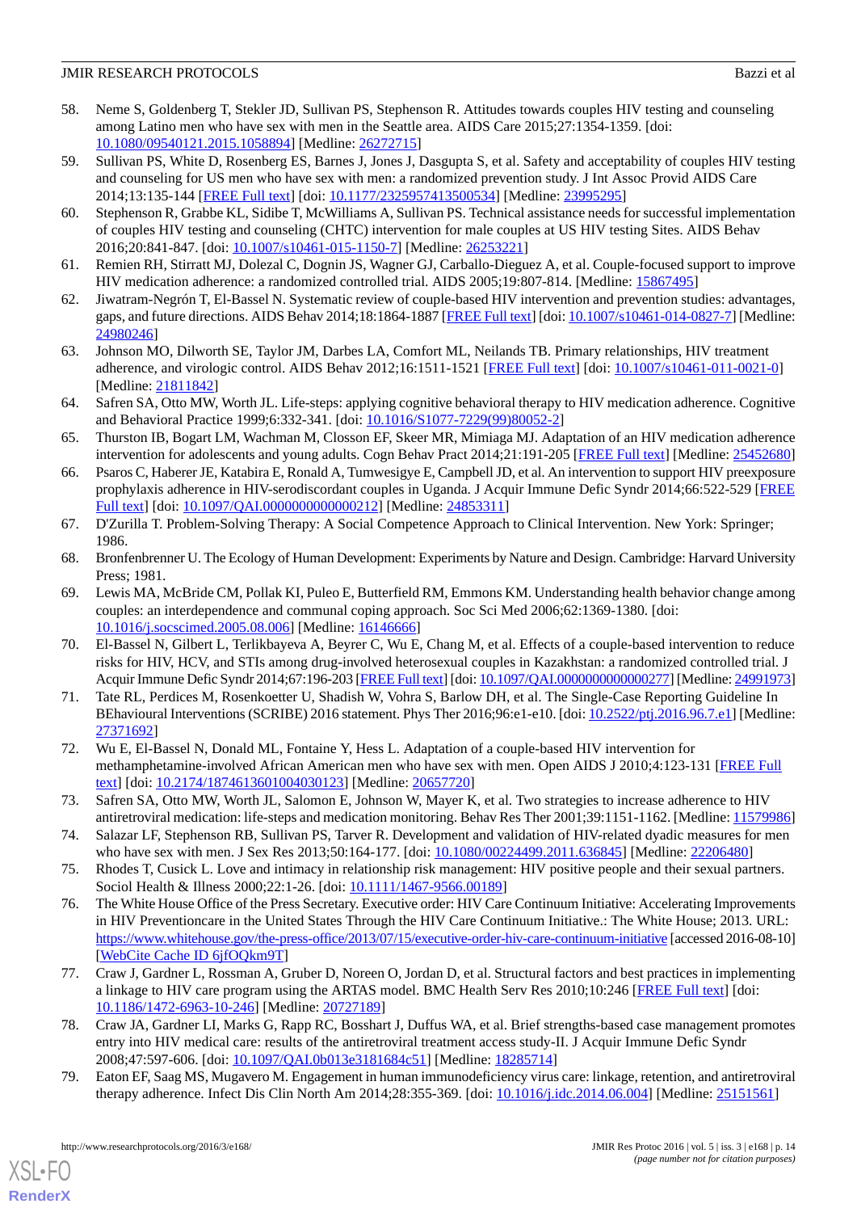58. Neme S, Goldenberg T, Stekler JD, Sullivan PS, Stephenson R. Attitudes towards couples HIV testing and counseling among Latino men who have sex with men in the Seattle area. AIDS Care 2015;27:1354-1359. [doi: 10.1080/09540121.2015.1058894] [Medline: 26272715]
59. Sullivan PS, White D, Rosenberg ES, Barnes J, Jones J, Dasgupta S, et al. Safety and acceptability of couples HIV testing and counseling for US men who have sex with men: a randomized prevention study. J Int Assoc Provid AIDS Care 2014;13:135-144 [FREE Full text] [doi: 10.1177/2325957413500534] [Medline: 23995295]
60. Stephenson R, Grabbe KL, Sidibe T, McWilliams A, Sullivan PS. Technical assistance needs for successful implementation of couples HIV testing and counseling (CHTC) intervention for male couples at US HIV testing Sites. AIDS Behav 2016;20:841-847. [doi: 10.1007/s10461-015-1150-7] [Medline: 26253221]
61. Remien RH, Stirratt MJ, Dolezal C, Dognin JS, Wagner GJ, Carballo-Dieguez A, et al. Couple-focused support to improve HIV medication adherence: a randomized controlled trial. AIDS 2005;19:807-814. [Medline: 15867495]
62. Jiwatram-Negrón T, El-Bassel N. Systematic review of couple-based HIV intervention and prevention studies: advantages, gaps, and future directions. AIDS Behav 2014;18:1864-1887 [FREE Full text] [doi: 10.1007/s10461-014-0827-7] [Medline: 24980246]
63. Johnson MO, Dilworth SE, Taylor JM, Darbes LA, Comfort ML, Neilands TB. Primary relationships, HIV treatment adherence, and virologic control. AIDS Behav 2012;16:1511-1521 [FREE Full text] [doi: 10.1007/s10461-011-0021-0] [Medline: 21811842]
64. Safren SA, Otto MW, Worth JL. Life-steps: applying cognitive behavioral therapy to HIV medication adherence. Cognitive and Behavioral Practice 1999;6:332-341. [doi: 10.1016/S1077-7229(99)80052-2]
65. Thurston IB, Bogart LM, Wachman M, Closson EF, Skeer MR, Mimiaga MJ. Adaptation of an HIV medication adherence intervention for adolescents and young adults. Cogn Behav Pract 2014;21:191-205 [FREE Full text] [Medline: 25452680]
66. Psaros C, Haberer JE, Katabira E, Ronald A, Tumwesigye E, Campbell JD, et al. An intervention to support HIV preexposure prophylaxis adherence in HIV-serodiscordant couples in Uganda. J Acquir Immune Defic Syndr 2014;66:522-529 [FREE Full text] [doi: 10.1097/QAI.0000000000000212] [Medline: 24853311]
67. D'Zurilla T. Problem-Solving Therapy: A Social Competence Approach to Clinical Intervention. New York: Springer; 1986.
68. Bronfenbrenner U. The Ecology of Human Development: Experiments by Nature and Design. Cambridge: Harvard University Press; 1981.
69. Lewis MA, McBride CM, Pollak KI, Puleo E, Butterfield RM, Emmons KM. Understanding health behavior change among couples: an interdependence and communal coping approach. Soc Sci Med 2006;62:1369-1380. [doi: 10.1016/j.socscimed.2005.08.006] [Medline: 16146666]
70. El-Bassel N, Gilbert L, Terlikbayeva A, Beyrer C, Wu E, Chang M, et al. Effects of a couple-based intervention to reduce risks for HIV, HCV, and STIs among drug-involved heterosexual couples in Kazakhstan: a randomized controlled trial. J Acquir Immune Defic Syndr 2014;67:196-203 [FREE Full text] [doi: 10.1097/QAI.0000000000000277] [Medline: 24991973]
71. Tate RL, Perdices M, Rosenkoetter U, Shadish W, Vohra S, Barlow DH, et al. The Single-Case Reporting Guideline In BEhavioural Interventions (SCRIBE) 2016 statement. Phys Ther 2016;96:e1-e10. [doi: 10.2522/ptj.2016.96.7.e1] [Medline: 27371692]
72. Wu E, El-Bassel N, Donald ML, Fontaine Y, Hess L. Adaptation of a couple-based HIV intervention for methamphetamine-involved African American men who have sex with men. Open AIDS J 2010;4:123-131 [FREE Full text] [doi: 10.2174/1874613601004030123] [Medline: 20657720]
73. Safren SA, Otto MW, Worth JL, Salomon E, Johnson W, Mayer K, et al. Two strategies to increase adherence to HIV antiretroviral medication: life-steps and medication monitoring. Behav Res Ther 2001;39:1151-1162. [Medline: 11579986]
74. Salazar LF, Stephenson RB, Sullivan PS, Tarver R. Development and validation of HIV-related dyadic measures for men who have sex with men. J Sex Res 2013;50:164-177. [doi: 10.1080/00224499.2011.636845] [Medline: 22206480]
75. Rhodes T, Cusick L. Love and intimacy in relationship risk management: HIV positive people and their sexual partners. Sociol Health & Illness 2000;22:1-26. [doi: 10.1111/1467-9566.00189]
76. The White House Office of the Press Secretary. Executive order: HIV Care Continuum Initiative: Accelerating Improvements in HIV Preventioncare in the United States Through the HIV Care Continuum Initiative.: The White House; 2013. URL: https://www.whitehouse.gov/the-press-office/2013/07/15/executive-order-hiv-care-continuum-initiative [accessed 2016-08-10] [WebCite Cache ID 6jfOQkm9T]
77. Craw J, Gardner L, Rossman A, Gruber D, Noreen O, Jordan D, et al. Structural factors and best practices in implementing a linkage to HIV care program using the ARTAS model. BMC Health Serv Res 2010;10:246 [FREE Full text] [doi: 10.1186/1472-6963-10-246] [Medline: 20727189]
78. Craw JA, Gardner LI, Marks G, Rapp RC, Bosshart J, Duffus WA, et al. Brief strengths-based case management promotes entry into HIV medical care: results of the antiretroviral treatment access study-II. J Acquir Immune Defic Syndr 2008;47:597-606. [doi: 10.1097/QAI.0b013e3181684c51] [Medline: 18285714]
79. Eaton EF, Saag MS, Mugavero M. Engagement in human immunodeficiency virus care: linkage, retention, and antiretroviral therapy adherence. Infect Dis Clin North Am 2014;28:355-369. [doi: 10.1016/j.idc.2014.06.004] [Medline: 25151561]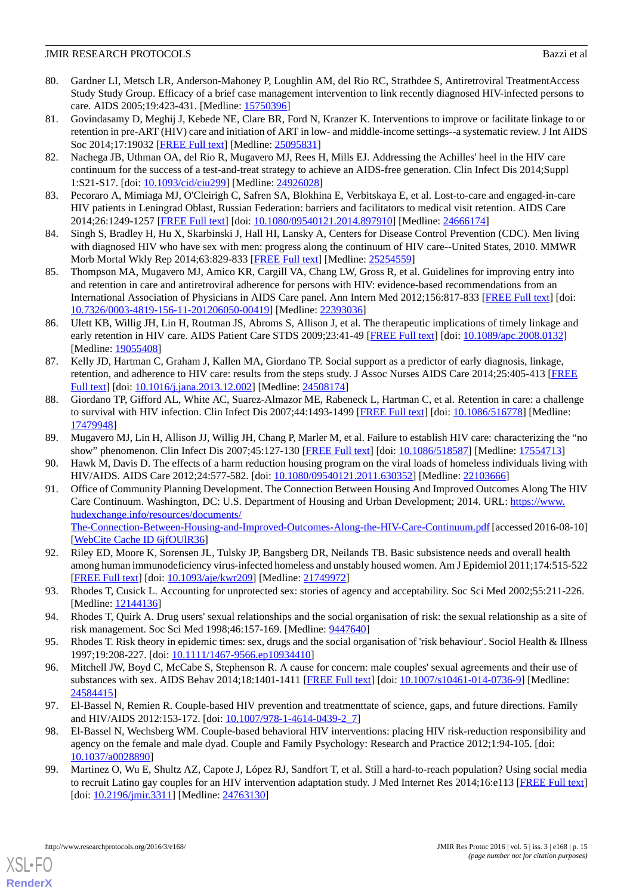80. Gardner LI, Metsch LR, Anderson-Mahoney P, Loughlin AM, del Rio RC, Strathdee S, Antiretroviral TreatmentAccess Study Study Group. Efficacy of a brief case management intervention to link recently diagnosed HIV-infected persons to care. AIDS 2005;19:423-431. [Medline: 15750396]
81. Govindasamy D, Meghij J, Kebede NE, Clare BR, Ford N, Kranzer K. Interventions to improve or facilitate linkage to or retention in pre-ART (HIV) care and initiation of ART in low- and middle-income settings--a systematic review. J Int AIDS Soc 2014;17:19032 [FREE Full text] [Medline: 25095831]
82. Nachega JB, Uthman OA, del Rio R, Mugavero MJ, Rees H, Mills EJ. Addressing the Achilles' heel in the HIV care continuum for the success of a test-and-treat strategy to achieve an AIDS-free generation. Clin Infect Dis 2014;Suppl 1:S21-S17. [doi: 10.1093/cid/ciu299] [Medline: 24926028]
83. Pecoraro A, Mimiaga MJ, O'Cleirigh C, Safren SA, Blokhina E, Verbitskaya E, et al. Lost-to-care and engaged-in-care HIV patients in Leningrad Oblast, Russian Federation: barriers and facilitators to medical visit retention. AIDS Care 2014;26:1249-1257 [FREE Full text] [doi: 10.1080/09540121.2014.897910] [Medline: 24666174]
84. Singh S, Bradley H, Hu X, Skarbinski J, Hall HI, Lansky A, Centers for Disease Control Prevention (CDC). Men living with diagnosed HIV who have sex with men: progress along the continuum of HIV care--United States, 2010. MMWR Morb Mortal Wkly Rep 2014;63:829-833 [FREE Full text] [Medline: 25254559]
85. Thompson MA, Mugavero MJ, Amico KR, Cargill VA, Chang LW, Gross R, et al. Guidelines for improving entry into and retention in care and antiretroviral adherence for persons with HIV: evidence-based recommendations from an International Association of Physicians in AIDS Care panel. Ann Intern Med 2012;156:817-833 [FREE Full text] [doi: 10.7326/0003-4819-156-11-201206050-00419] [Medline: 22393036]
86. Ulett KB, Willig JH, Lin H, Routman JS, Abroms S, Allison J, et al. The therapeutic implications of timely linkage and early retention in HIV care. AIDS Patient Care STDS 2009;23:41-49 [FREE Full text] [doi: 10.1089/apc.2008.0132] [Medline: 19055408]
87. Kelly JD, Hartman C, Graham J, Kallen MA, Giordano TP. Social support as a predictor of early diagnosis, linkage, retention, and adherence to HIV care: results from the steps study. J Assoc Nurses AIDS Care 2014;25:405-413 [FREE Full text] [doi: 10.1016/j.jana.2013.12.002] [Medline: 24508174]
88. Giordano TP, Gifford AL, White AC, Suarez-Almazor ME, Rabeneck L, Hartman C, et al. Retention in care: a challenge to survival with HIV infection. Clin Infect Dis 2007;44:1493-1499 [FREE Full text] [doi: 10.1086/516778] [Medline: 17479948]
89. Mugavero MJ, Lin H, Allison JJ, Willig JH, Chang P, Marler M, et al. Failure to establish HIV care: characterizing the "no show" phenomenon. Clin Infect Dis 2007;45:127-130 [FREE Full text] [doi: 10.1086/518587] [Medline: 17554713]
90. Hawk M, Davis D. The effects of a harm reduction housing program on the viral loads of homeless individuals living with HIV/AIDS. AIDS Care 2012;24:577-582. [doi: 10.1080/09540121.2011.630352] [Medline: 22103666]
91. Office of Community Planning Development. The Connection Between Housing And Improved Outcomes Along The HIV Care Continuum. Washington, DC: U.S. Department of Housing and Urban Development; 2014. URL: https://www.hudexchange.info/resources/documents/The-Connection-Between-Housing-and-Improved-Outcomes-Along-the-HIV-Care-Continuum.pdf [accessed 2016-08-10] [WebCite Cache ID 6jfOUlR36]
92. Riley ED, Moore K, Sorensen JL, Tulsky JP, Bangsberg DR, Neilands TB. Basic subsistence needs and overall health among human immunodeficiency virus-infected homeless and unstably housed women. Am J Epidemiol 2011;174:515-522 [FREE Full text] [doi: 10.1093/aje/kwr209] [Medline: 21749972]
93. Rhodes T, Cusick L. Accounting for unprotected sex: stories of agency and acceptability. Soc Sci Med 2002;55:211-226. [Medline: 12144136]
94. Rhodes T, Quirk A. Drug users' sexual relationships and the social organisation of risk: the sexual relationship as a site of risk management. Soc Sci Med 1998;46:157-169. [Medline: 9447640]
95. Rhodes T. Risk theory in epidemic times: sex, drugs and the social organisation of 'risk behaviour'. Sociol Health & Illness 1997;19:208-227. [doi: 10.1111/1467-9566.ep10934410]
96. Mitchell JW, Boyd C, McCabe S, Stephenson R. A cause for concern: male couples' sexual agreements and their use of substances with sex. AIDS Behav 2014;18:1401-1411 [FREE Full text] [doi: 10.1007/s10461-014-0736-9] [Medline: 24584415]
97. El-Bassel N, Remien R. Couple-based HIV prevention and treatmenttate of science, gaps, and future directions. Family and HIV/AIDS 2012:153-172. [doi: 10.1007/978-1-4614-0439-2_7]
98. El-Bassel N, Wechsberg WM. Couple-based behavioral HIV interventions: placing HIV risk-reduction responsibility and agency on the female and male dyad. Couple and Family Psychology: Research and Practice 2012;1:94-105. [doi: 10.1037/a0028890]
99. Martinez O, Wu E, Shultz AZ, Capote J, López RJ, Sandfort T, et al. Still a hard-to-reach population? Using social media to recruit Latino gay couples for an HIV intervention adaptation study. J Med Internet Res 2014;16:e113 [FREE Full text] [doi: 10.2196/jmir.3311] [Medline: 24763130]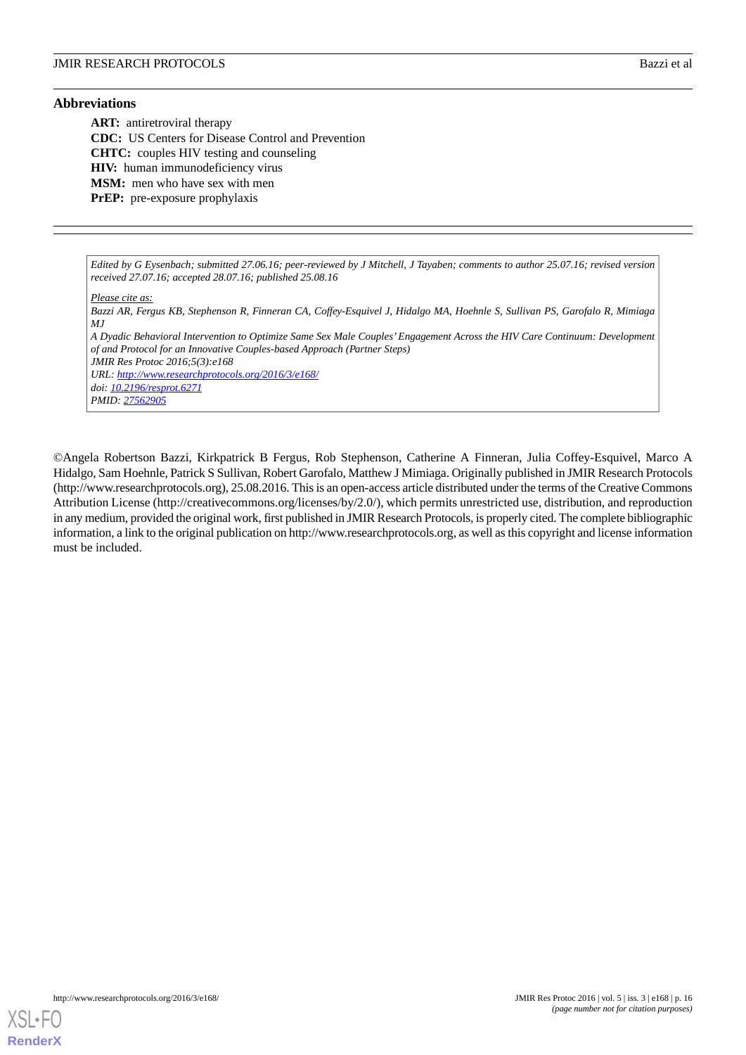## Abbreviations

**ART:** antiretroviral therapy
**CDC:** US Centers for Disease Control and Prevention
**CHTC:** couples HIV testing and counseling
**HIV:** human immunodeficiency virus
**MSM:** men who have sex with men
**PrEP:** pre-exposure prophylaxis

*Edited by G Eysenbach; submitted 27.06.16; peer-reviewed by J Mitchell, J Tayaben; comments to author 25.07.16; revised version received 27.07.16; accepted 28.07.16; published 25.08.16*

*Please cite as:*
*Bazzi AR, Fergus KB, Stephenson R, Finneran CA, Coffey-Esquivel J, Hidalgo MA, Hoehnle S, Sullivan PS, Garofalo R, Mimiaga MJ*
*A Dyadic Behavioral Intervention to Optimize Same Sex Male Couples' Engagement Across the HIV Care Continuum: Development of and Protocol for an Innovative Couples-based Approach (Partner Steps)*
*JMIR Res Protoc 2016;5(3):e168*
*URL: http://www.researchprotocols.org/2016/3/e168/*
*doi: 10.2196/resprot.6271*
*PMID: 27562905*

©Angela Robertson Bazzi, Kirkpatrick B Fergus, Rob Stephenson, Catherine A Finneran, Julia Coffey-Esquivel, Marco A Hidalgo, Sam Hoehnle, Patrick S Sullivan, Robert Garofalo, Matthew J Mimiaga. Originally published in JMIR Research Protocols (http://www.researchprotocols.org), 25.08.2016. This is an open-access article distributed under the terms of the Creative Commons Attribution License (http://creativecommons.org/licenses/by/2.0/), which permits unrestricted use, distribution, and reproduction in any medium, provided the original work, first published in JMIR Research Protocols, is properly cited. The complete bibliographic information, a link to the original publication on http://www.researchprotocols.org, as well as this copyright and license information must be included.